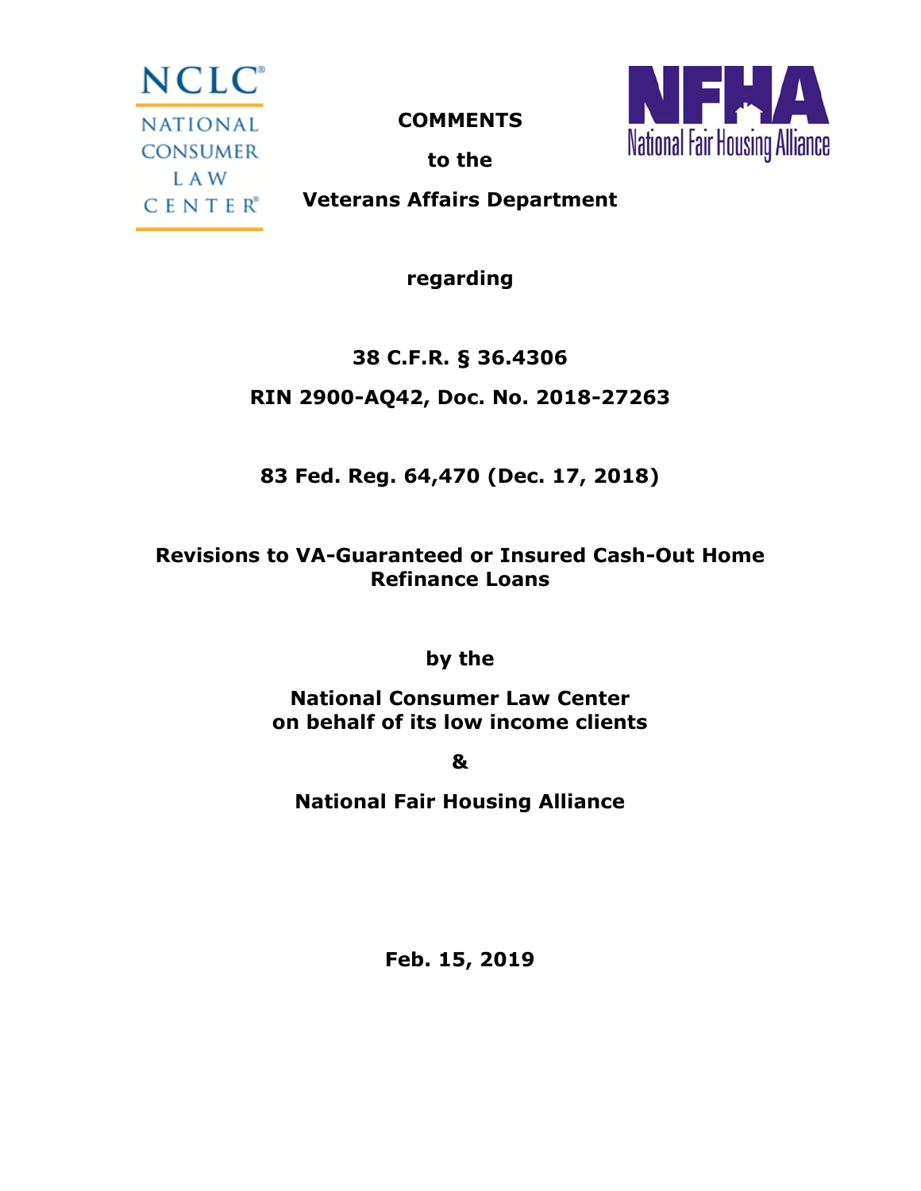NCLC NATIONAL CONSUMER LAW CENTER

NFHA National Fair Housing Alliance

**COMMENTS**

**to the**

**Veterans Affairs Department**

**regarding**

**38 C.F.R. § 36.4306**

**RIN 2900-AQ42, Doc. No. 2018-27263**

**83 Fed. Reg. 64,470 (Dec. 17, 2018)**

**Revisions to VA-Guaranteed or Insured Cash-Out Home Refinance Loans**

**by the**

**National Consumer Law Center on behalf of its low income clients**

**&**

**National Fair Housing Alliance**

**Feb. 15, 2019**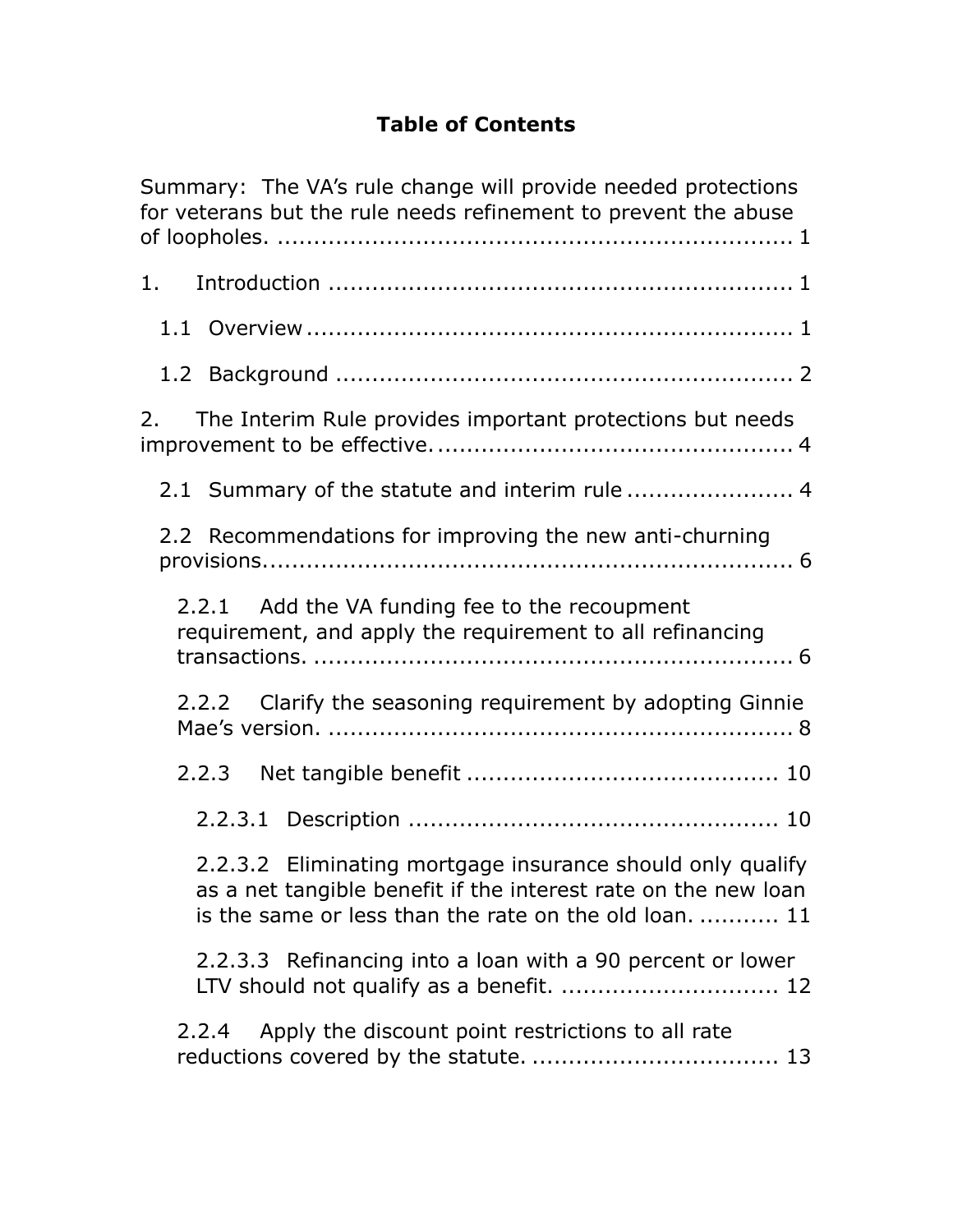# Table of Contents

Summary: The VA's rule change will provide needed protections for veterans but the rule needs refinement to prevent the abuse of loopholes. ........................................................................ 1

1. Introduction ........................................................................ 1

   1.1 Overview ........................................................................ 1

   1.2 Background ........................................................................ 2

2. The Interim Rule provides important protections but needs improvement to be effective. ........................................................................ 4

   2.1 Summary of the statute and interim rule ........................................................................ 4

   2.2 Recommendations for improving the new anti-churning provisions. ........................................................................ 6

      2.2.1 Add the VA funding fee to the recoupment requirement, and apply the requirement to all refinancing transactions. ........................................................................ 6

      2.2.2 Clarify the seasoning requirement by adopting Ginnie Mae's version. ........................................................................ 8

      2.2.3 Net tangible benefit ........................................................................ 10

         2.2.3.1 Description ........................................................................ 10

         2.2.3.2 Eliminating mortgage insurance should only qualify as a net tangible benefit if the interest rate on the new loan is the same or less than the rate on the old loan. ........... 11

         2.2.3.3 Refinancing into a loan with a 90 percent or lower LTV should not qualify as a benefit. ........................................................................ 12

      2.2.4 Apply the discount point restrictions to all rate reductions covered by the statute. ........................................................................ 13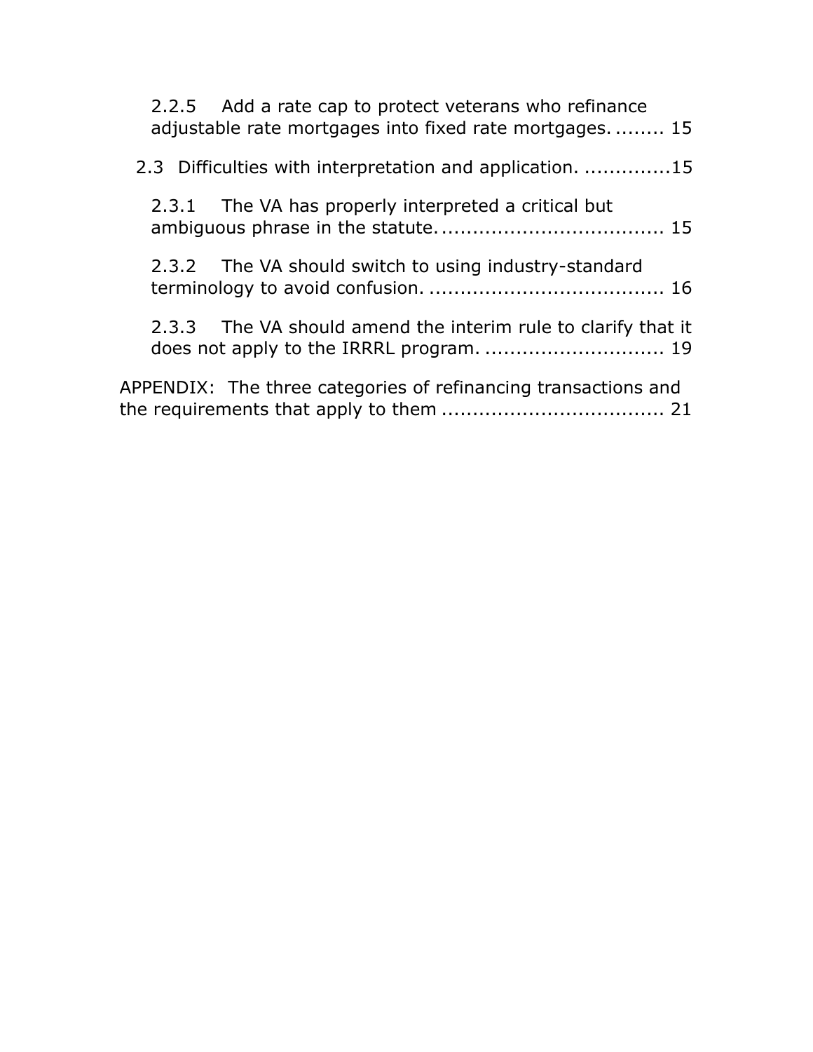2.2.5 Add a rate cap to protect veterans who refinance adjustable rate mortgages into fixed rate mortgages. ........ 15

2.3 Difficulties with interpretation and application. .............15

2.3.1 The VA has properly interpreted a critical but ambiguous phrase in the statute. .................................... 15

2.3.2 The VA should switch to using industry-standard terminology to avoid confusion. ...................................... 16

2.3.3 The VA should amend the interim rule to clarify that it does not apply to the IRRRL program. ............................ 19

APPENDIX: The three categories of refinancing transactions and the requirements that apply to them .................................... 21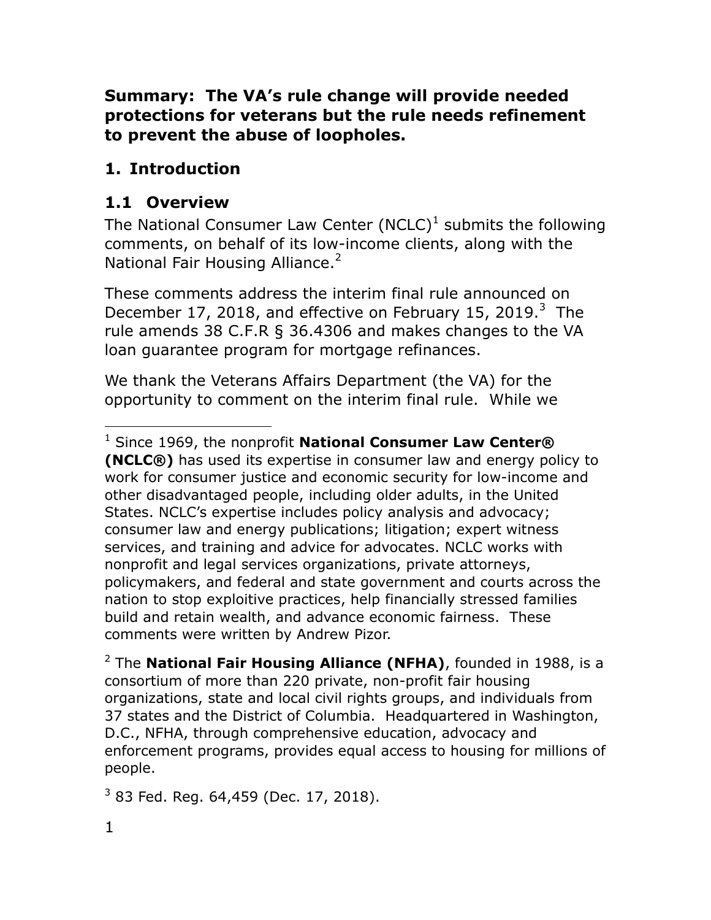**Summary: The VA's rule change will provide needed protections for veterans but the rule needs refinement to prevent the abuse of loopholes.**

## 1. Introduction

### 1.1 Overview

The National Consumer Law Center (NCLC)[1] submits the following comments, on behalf of its low-income clients, along with the National Fair Housing Alliance.[2]

These comments address the interim final rule announced on December 17, 2018, and effective on February 15, 2019.[3] The rule amends 38 C.F.R § 36.4306 and makes changes to the VA loan guarantee program for mortgage refinances.

We thank the Veterans Affairs Department (the VA) for the opportunity to comment on the interim final rule. While we

---

[1] Since 1969, the nonprofit **National Consumer Law Center® (NCLC®)** has used its expertise in consumer law and energy policy to work for consumer justice and economic security for low-income and other disadvantaged people, including older adults, in the United States. NCLC's expertise includes policy analysis and advocacy; consumer law and energy publications; litigation; expert witness services, and training and advice for advocates. NCLC works with nonprofit and legal services organizations, private attorneys, policymakers, and federal and state government and courts across the nation to stop exploitive practices, help financially stressed families build and retain wealth, and advance economic fairness. These comments were written by Andrew Pizor.

[2] The **National Fair Housing Alliance (NFHA)**, founded in 1988, is a consortium of more than 220 private, non-profit fair housing organizations, state and local civil rights groups, and individuals from 37 states and the District of Columbia. Headquartered in Washington, D.C., NFHA, through comprehensive education, advocacy and enforcement programs, provides equal access to housing for millions of people.

[3] 83 Fed. Reg. 64,459 (Dec. 17, 2018).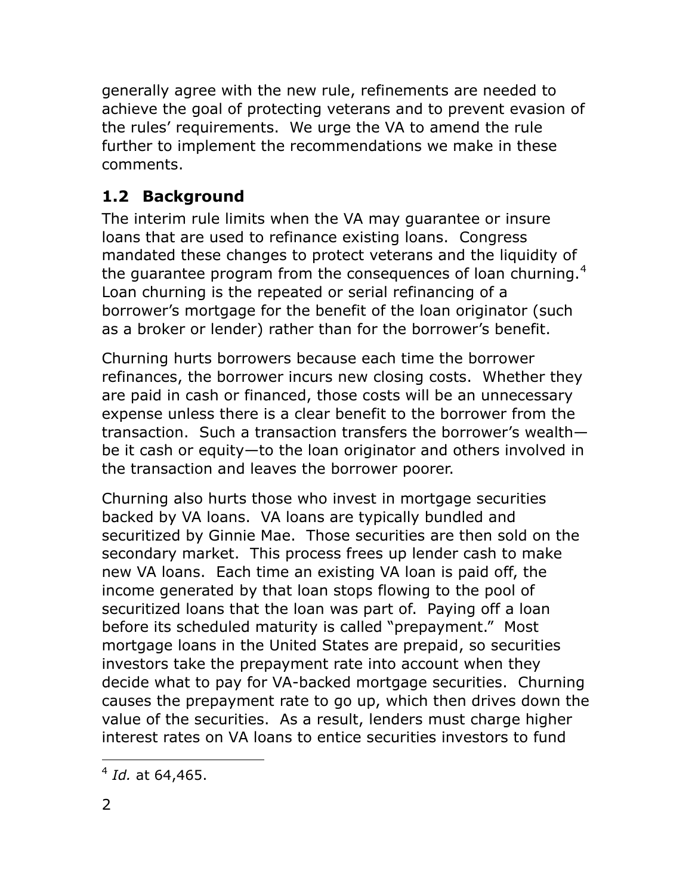generally agree with the new rule, refinements are needed to achieve the goal of protecting veterans and to prevent evasion of the rules' requirements. We urge the VA to amend the rule further to implement the recommendations we make in these comments.

## 1.2 Background

The interim rule limits when the VA may guarantee or insure loans that are used to refinance existing loans. Congress mandated these changes to protect veterans and the liquidity of the guarantee program from the consequences of loan churning.[4] Loan churning is the repeated or serial refinancing of a borrower's mortgage for the benefit of the loan originator (such as a broker or lender) rather than for the borrower's benefit.

Churning hurts borrowers because each time the borrower refinances, the borrower incurs new closing costs. Whether they are paid in cash or financed, those costs will be an unnecessary expense unless there is a clear benefit to the borrower from the transaction. Such a transaction transfers the borrower's wealth—be it cash or equity—to the loan originator and others involved in the transaction and leaves the borrower poorer.

Churning also hurts those who invest in mortgage securities backed by VA loans. VA loans are typically bundled and securitized by Ginnie Mae. Those securities are then sold on the secondary market. This process frees up lender cash to make new VA loans. Each time an existing VA loan is paid off, the income generated by that loan stops flowing to the pool of securitized loans that the loan was part of. Paying off a loan before its scheduled maturity is called "prepayment." Most mortgage loans in the United States are prepaid, so securities investors take the prepayment rate into account when they decide what to pay for VA-backed mortgage securities. Churning causes the prepayment rate to go up, which then drives down the value of the securities. As a result, lenders must charge higher interest rates on VA loans to entice securities investors to fund

[4] *Id.* at 64,465.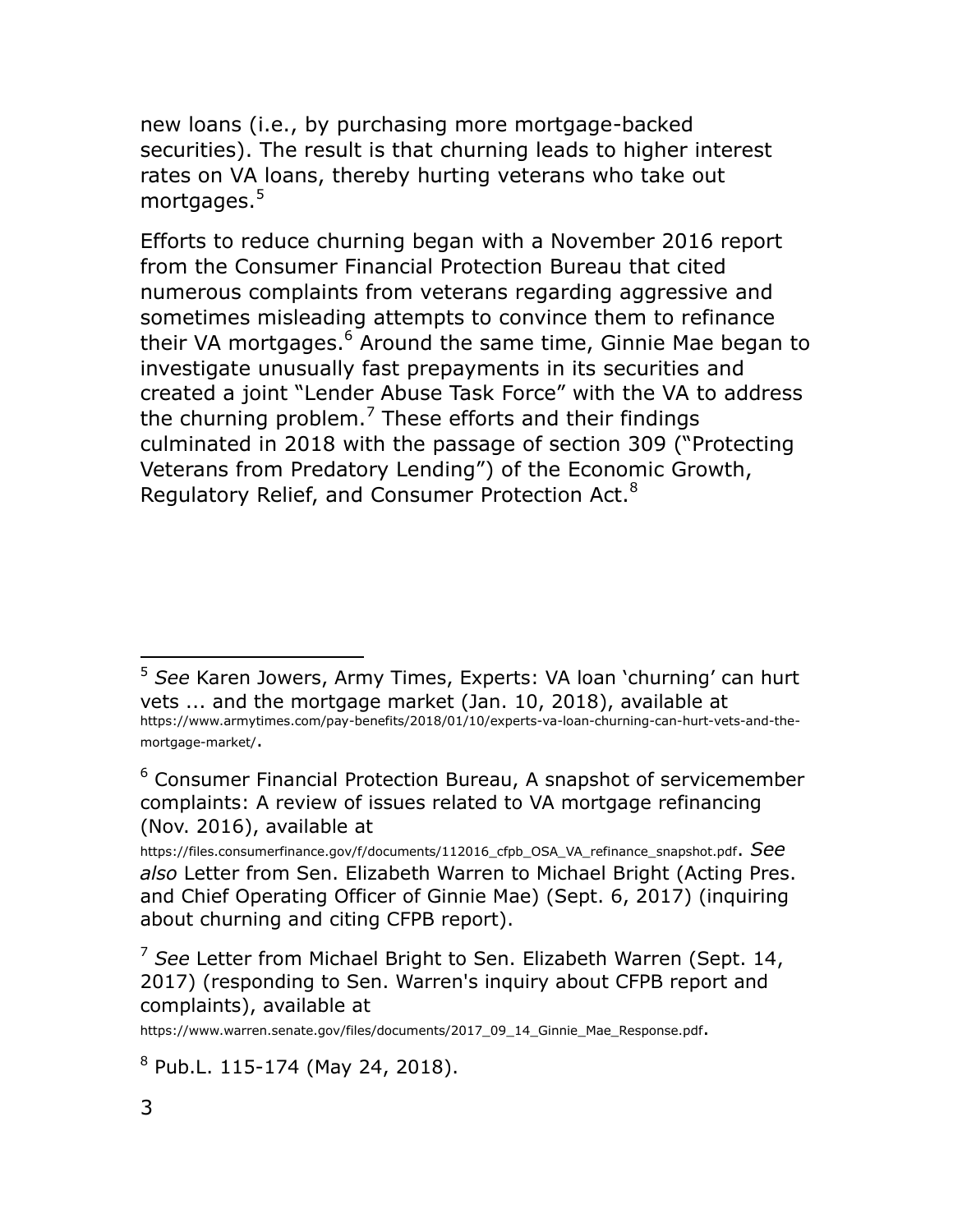new loans (i.e., by purchasing more mortgage-backed securities). The result is that churning leads to higher interest rates on VA loans, thereby hurting veterans who take out mortgages.[5]

Efforts to reduce churning began with a November 2016 report from the Consumer Financial Protection Bureau that cited numerous complaints from veterans regarding aggressive and sometimes misleading attempts to convince them to refinance their VA mortgages.[6] Around the same time, Ginnie Mae began to investigate unusually fast prepayments in its securities and created a joint "Lender Abuse Task Force" with the VA to address the churning problem.[7] These efforts and their findings culminated in 2018 with the passage of section 309 ("Protecting Veterans from Predatory Lending") of the Economic Growth, Regulatory Relief, and Consumer Protection Act.[8]

---

[5] *See* Karen Jowers, Army Times, Experts: VA loan 'churning' can hurt vets ... and the mortgage market (Jan. 10, 2018), available at https://www.armytimes.com/pay-benefits/2018/01/10/experts-va-loan-churning-can-hurt-vets-and-the-mortgage-market/.

[6] Consumer Financial Protection Bureau, A snapshot of servicemember complaints: A review of issues related to VA mortgage refinancing (Nov. 2016), available at https://files.consumerfinance.gov/f/documents/112016_cfpb_OSA_VA_refinance_snapshot.pdf. *See also* Letter from Sen. Elizabeth Warren to Michael Bright (Acting Pres. and Chief Operating Officer of Ginnie Mae) (Sept. 6, 2017) (inquiring about churning and citing CFPB report).

[7] *See* Letter from Michael Bright to Sen. Elizabeth Warren (Sept. 14, 2017) (responding to Sen. Warren's inquiry about CFPB report and complaints), available at https://www.warren.senate.gov/files/documents/2017_09_14_Ginnie_Mae_Response.pdf.

[8] Pub.L. 115-174 (May 24, 2018).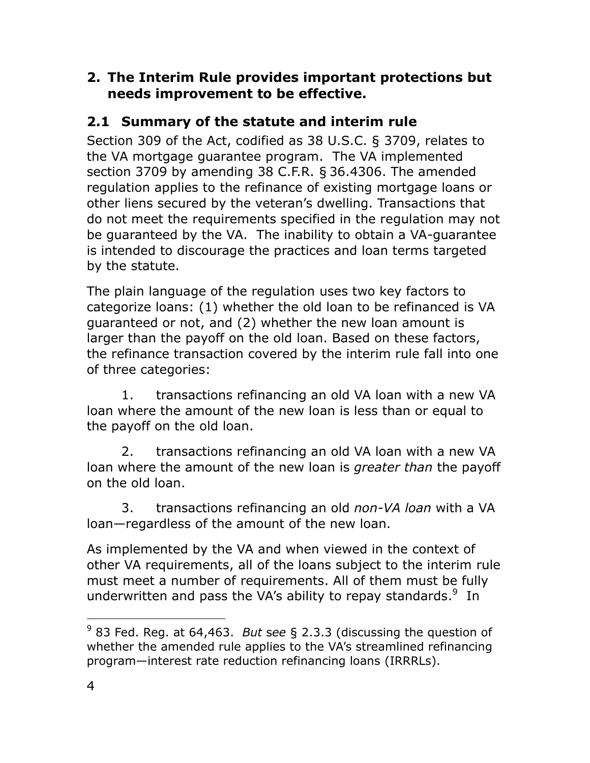## 2. The Interim Rule provides important protections but needs improvement to be effective.

### 2.1 Summary of the statute and interim rule

Section 309 of the Act, codified as 38 U.S.C. § 3709, relates to the VA mortgage guarantee program. The VA implemented section 3709 by amending 38 C.F.R. § 36.4306. The amended regulation applies to the refinance of existing mortgage loans or other liens secured by the veteran's dwelling. Transactions that do not meet the requirements specified in the regulation may not be guaranteed by the VA. The inability to obtain a VA-guarantee is intended to discourage the practices and loan terms targeted by the statute.

The plain language of the regulation uses two key factors to categorize loans: (1) whether the old loan to be refinanced is VA guaranteed or not, and (2) whether the new loan amount is larger than the payoff on the old loan. Based on these factors, the refinance transaction covered by the interim rule fall into one of three categories:

1. transactions refinancing an old VA loan with a new VA loan where the amount of the new loan is less than or equal to the payoff on the old loan.

2. transactions refinancing an old VA loan with a new VA loan where the amount of the new loan is *greater than* the payoff on the old loan.

3. transactions refinancing an old *non-VA loan* with a VA loan—regardless of the amount of the new loan.

As implemented by the VA and when viewed in the context of other VA requirements, all of the loans subject to the interim rule must meet a number of requirements. All of them must be fully underwritten and pass the VA's ability to repay standards.[9] In

[9] 83 Fed. Reg. at 64,463. *But see* § 2.3.3 (discussing the question of whether the amended rule applies to the VA's streamlined refinancing program—interest rate reduction refinancing loans (IRRRLs).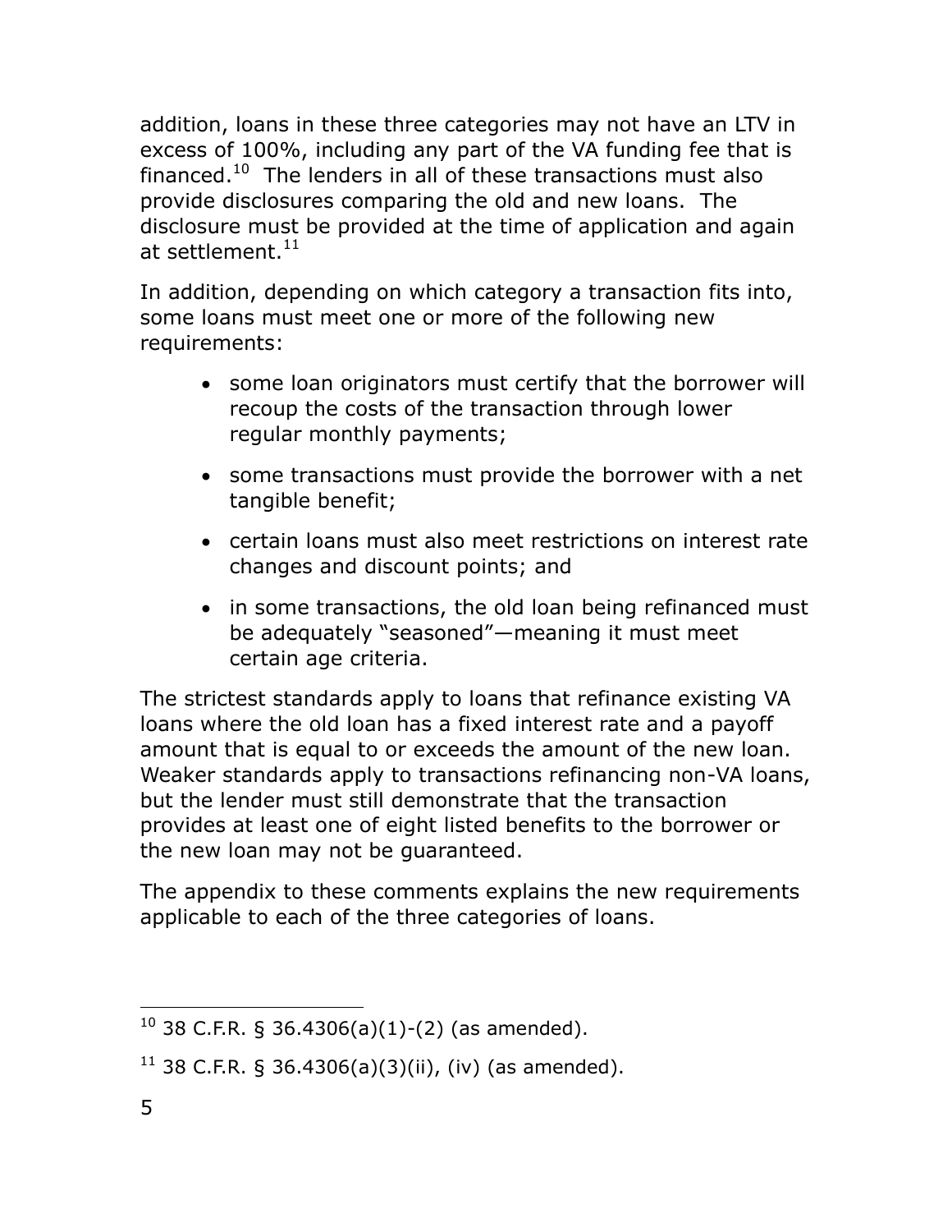addition, loans in these three categories may not have an LTV in excess of 100%, including any part of the VA funding fee that is financed.[10] The lenders in all of these transactions must also provide disclosures comparing the old and new loans. The disclosure must be provided at the time of application and again at settlement.[11]

In addition, depending on which category a transaction fits into, some loans must meet one or more of the following new requirements:

- some loan originators must certify that the borrower will recoup the costs of the transaction through lower regular monthly payments;
- some transactions must provide the borrower with a net tangible benefit;
- certain loans must also meet restrictions on interest rate changes and discount points; and
- in some transactions, the old loan being refinanced must be adequately "seasoned"—meaning it must meet certain age criteria.

The strictest standards apply to loans that refinance existing VA loans where the old loan has a fixed interest rate and a payoff amount that is equal to or exceeds the amount of the new loan. Weaker standards apply to transactions refinancing non-VA loans, but the lender must still demonstrate that the transaction provides at least one of eight listed benefits to the borrower or the new loan may not be guaranteed.

The appendix to these comments explains the new requirements applicable to each of the three categories of loans.

---

[10] 38 C.F.R. § 36.4306(a)(1)-(2) (as amended).

[11] 38 C.F.R. § 36.4306(a)(3)(ii), (iv) (as amended).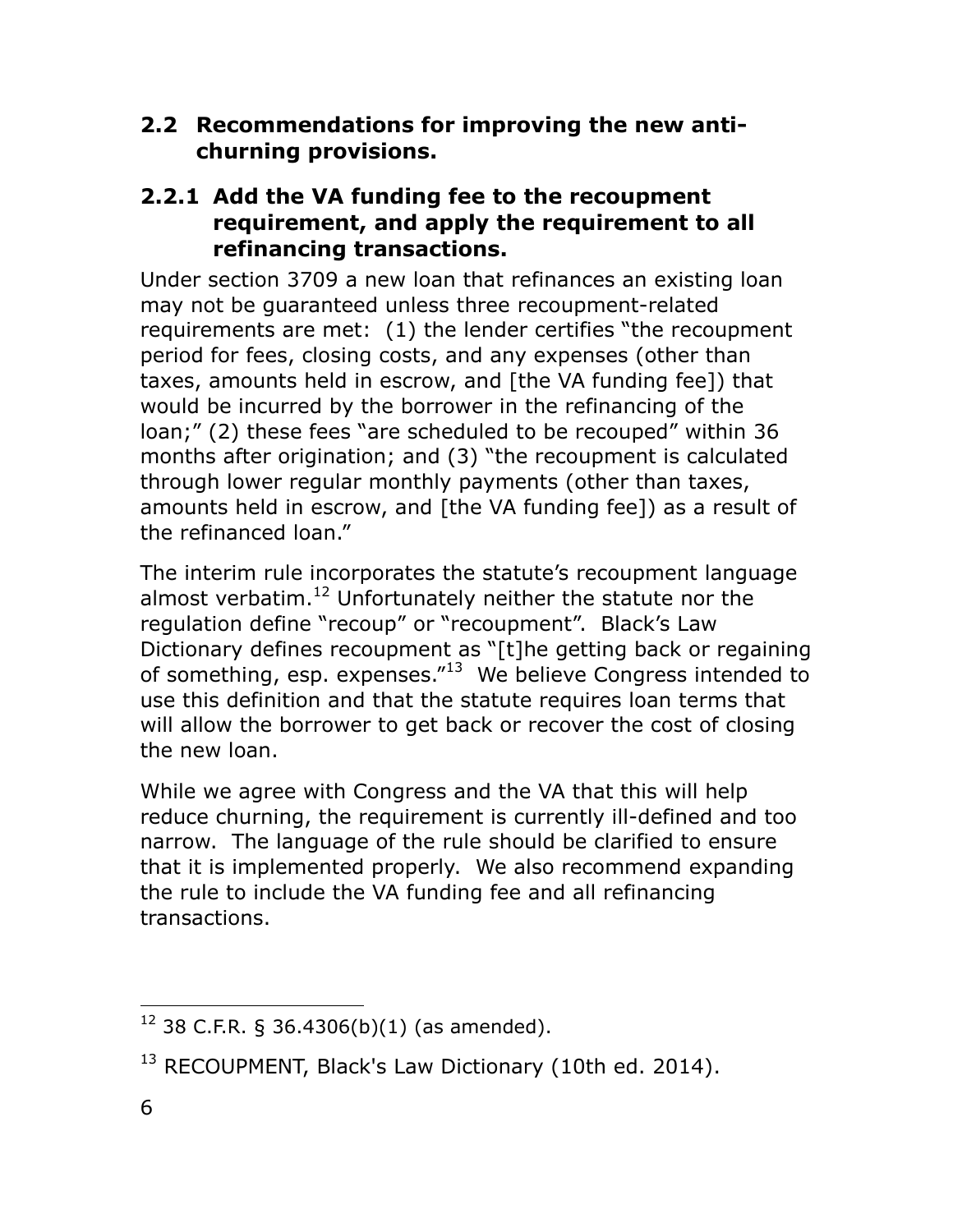### 2.2 Recommendations for improving the new anti-churning provisions.

#### 2.2.1 Add the VA funding fee to the recoupment requirement, and apply the requirement to all refinancing transactions.

Under section 3709 a new loan that refinances an existing loan may not be guaranteed unless three recoupment-related requirements are met: (1) the lender certifies "the recoupment period for fees, closing costs, and any expenses (other than taxes, amounts held in escrow, and [the VA funding fee]) that would be incurred by the borrower in the refinancing of the loan;" (2) these fees "are scheduled to be recouped" within 36 months after origination; and (3) "the recoupment is calculated through lower regular monthly payments (other than taxes, amounts held in escrow, and [the VA funding fee]) as a result of the refinanced loan."

The interim rule incorporates the statute's recoupment language almost verbatim.[12] Unfortunately neither the statute nor the regulation define "recoup" or "recoupment". Black's Law Dictionary defines recoupment as "[t]he getting back or regaining of something, esp. expenses."[13] We believe Congress intended to use this definition and that the statute requires loan terms that will allow the borrower to get back or recover the cost of closing the new loan.

While we agree with Congress and the VA that this will help reduce churning, the requirement is currently ill-defined and too narrow. The language of the rule should be clarified to ensure that it is implemented properly. We also recommend expanding the rule to include the VA funding fee and all refinancing transactions.

---

[12] 38 C.F.R. § 36.4306(b)(1) (as amended).

[13] RECOUPMENT, Black's Law Dictionary (10th ed. 2014).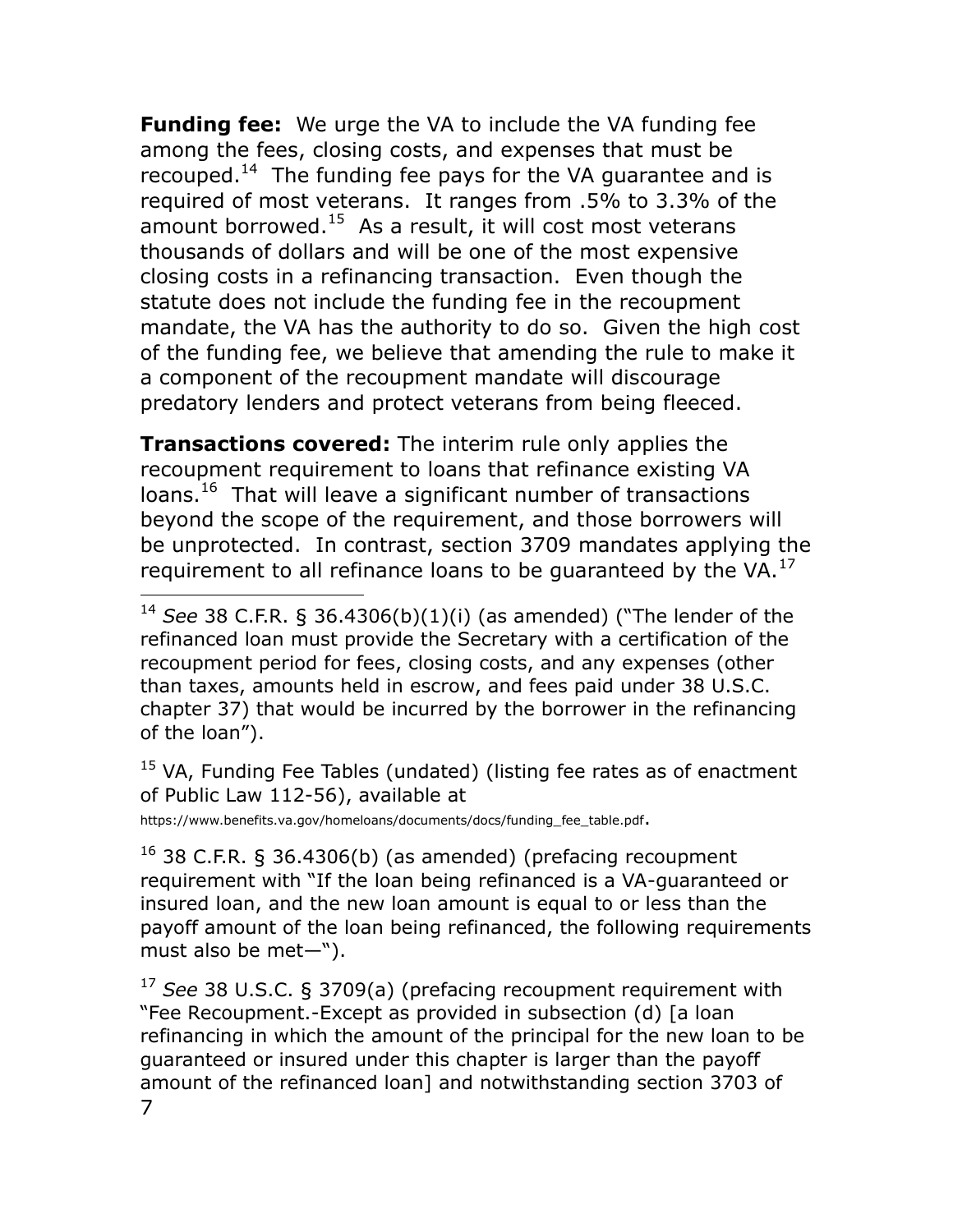**Funding fee:** We urge the VA to include the VA funding fee among the fees, closing costs, and expenses that must be recouped.[14] The funding fee pays for the VA guarantee and is required of most veterans. It ranges from .5% to 3.3% of the amount borrowed.[15] As a result, it will cost most veterans thousands of dollars and will be one of the most expensive closing costs in a refinancing transaction. Even though the statute does not include the funding fee in the recoupment mandate, the VA has the authority to do so. Given the high cost of the funding fee, we believe that amending the rule to make it a component of the recoupment mandate will discourage predatory lenders and protect veterans from being fleeced.

**Transactions covered:** The interim rule only applies the recoupment requirement to loans that refinance existing VA loans.[16] That will leave a significant number of transactions beyond the scope of the requirement, and those borrowers will be unprotected. In contrast, section 3709 mandates applying the requirement to all refinance loans to be guaranteed by the VA.[17]

---

[14] *See* 38 C.F.R. § 36.4306(b)(1)(i) (as amended) ("The lender of the refinanced loan must provide the Secretary with a certification of the recoupment period for fees, closing costs, and any expenses (other than taxes, amounts held in escrow, and fees paid under 38 U.S.C. chapter 37) that would be incurred by the borrower in the refinancing of the loan").

[15] VA, Funding Fee Tables (undated) (listing fee rates as of enactment of Public Law 112-56), available at https://www.benefits.va.gov/homeloans/documents/docs/funding_fee_table.pdf.

[16] 38 C.F.R. § 36.4306(b) (as amended) (prefacing recoupment requirement with "If the loan being refinanced is a VA-guaranteed or insured loan, and the new loan amount is equal to or less than the payoff amount of the loan being refinanced, the following requirements must also be met—").

[17] *See* 38 U.S.C. § 3709(a) (prefacing recoupment requirement with "Fee Recoupment.-Except as provided in subsection (d) [a loan refinancing in which the amount of the principal for the new loan to be guaranteed or insured under this chapter is larger than the payoff amount of the refinanced loan] and notwithstanding section 3703 of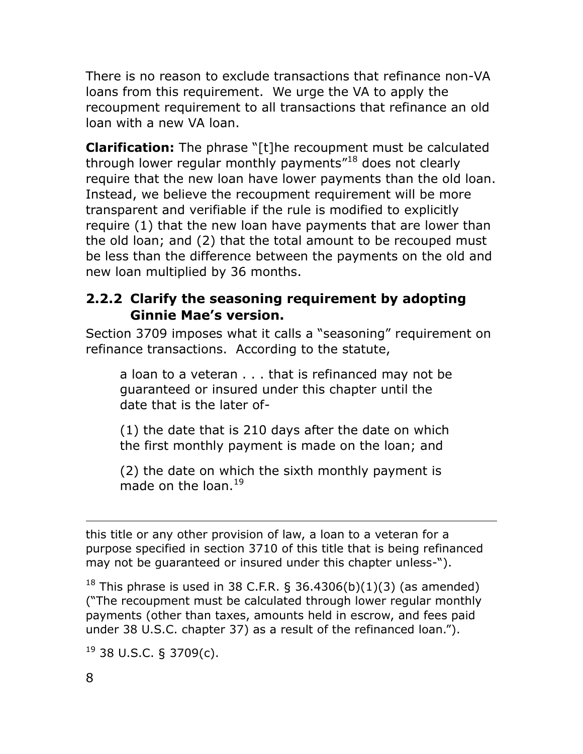There is no reason to exclude transactions that refinance non-VA loans from this requirement. We urge the VA to apply the recoupment requirement to all transactions that refinance an old loan with a new VA loan.

**Clarification:** The phrase "[t]he recoupment must be calculated through lower regular monthly payments"[18] does not clearly require that the new loan have lower payments than the old loan. Instead, we believe the recoupment requirement will be more transparent and verifiable if the rule is modified to explicitly require (1) that the new loan have payments that are lower than the old loan; and (2) that the total amount to be recouped must be less than the difference between the payments on the old and new loan multiplied by 36 months.

### 2.2.2 Clarify the seasoning requirement by adopting Ginnie Mae's version.

Section 3709 imposes what it calls a "seasoning" requirement on refinance transactions. According to the statute,

> a loan to a veteran . . . that is refinanced may not be guaranteed or insured under this chapter until the date that is the later of-
>
> (1) the date that is 210 days after the date on which the first monthly payment is made on the loan; and
>
> (2) the date on which the sixth monthly payment is made on the loan.[19]

---

this title or any other provision of law, a loan to a veteran for a purpose specified in section 3710 of this title that is being refinanced may not be guaranteed or insured under this chapter unless-").

[18] This phrase is used in 38 C.F.R. § 36.4306(b)(1)(3) (as amended) ("The recoupment must be calculated through lower regular monthly payments (other than taxes, amounts held in escrow, and fees paid under 38 U.S.C. chapter 37) as a result of the refinanced loan.").

[19] 38 U.S.C. § 3709(c).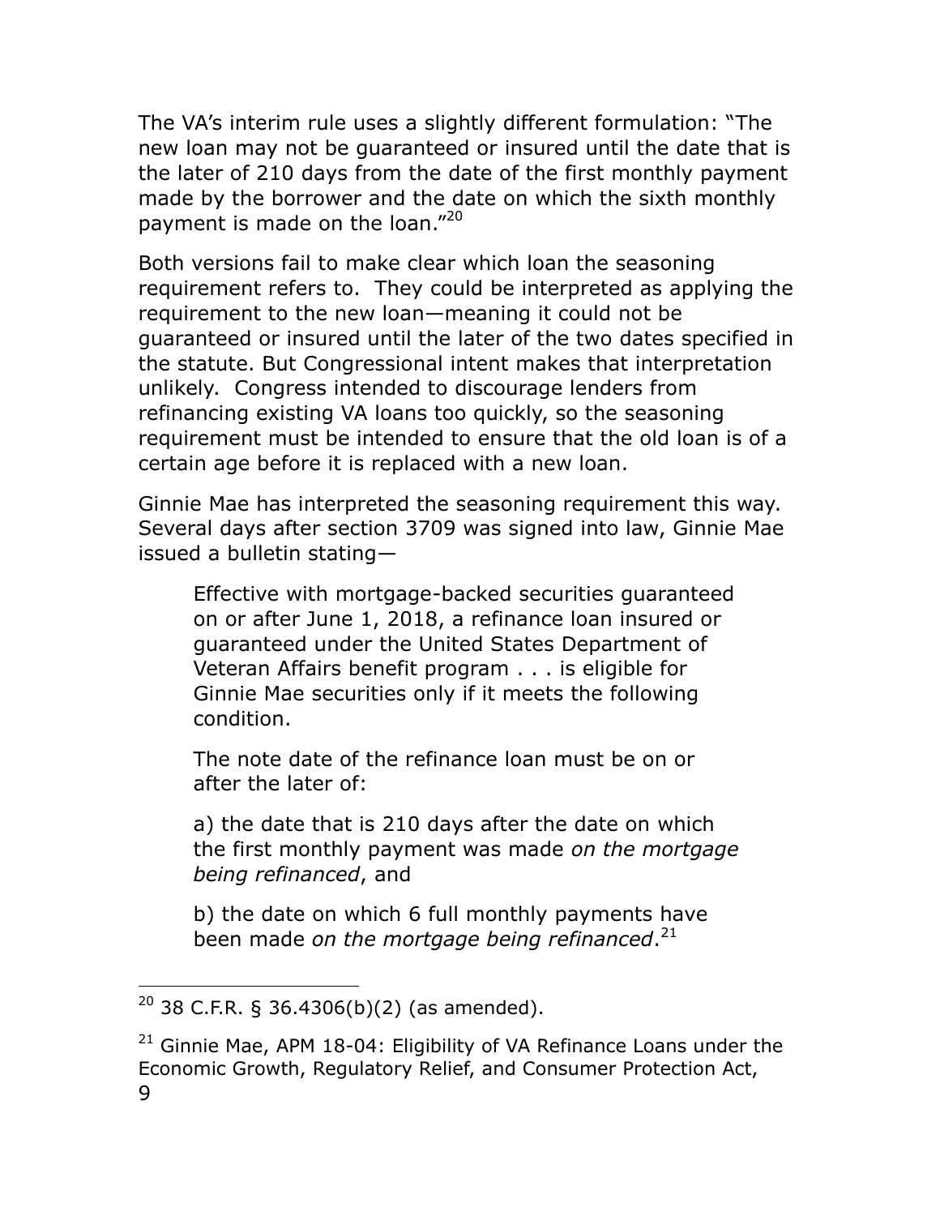The VA's interim rule uses a slightly different formulation: "The new loan may not be guaranteed or insured until the date that is the later of 210 days from the date of the first monthly payment made by the borrower and the date on which the sixth monthly payment is made on the loan."[20]

Both versions fail to make clear which loan the seasoning requirement refers to. They could be interpreted as applying the requirement to the new loan—meaning it could not be guaranteed or insured until the later of the two dates specified in the statute. But Congressional intent makes that interpretation unlikely. Congress intended to discourage lenders from refinancing existing VA loans too quickly, so the seasoning requirement must be intended to ensure that the old loan is of a certain age before it is replaced with a new loan.

Ginnie Mae has interpreted the seasoning requirement this way. Several days after section 3709 was signed into law, Ginnie Mae issued a bulletin stating—

> Effective with mortgage-backed securities guaranteed on or after June 1, 2018, a refinance loan insured or guaranteed under the United States Department of Veteran Affairs benefit program . . . is eligible for Ginnie Mae securities only if it meets the following condition.
>
> The note date of the refinance loan must be on or after the later of:
>
> a) the date that is 210 days after the date on which the first monthly payment was made *on the mortgage being refinanced*, and
>
> b) the date on which 6 full monthly payments have been made *on the mortgage being refinanced*.[21]

---

[20] 38 C.F.R. § 36.4306(b)(2) (as amended).

[21] Ginnie Mae, APM 18-04: Eligibility of VA Refinance Loans under the Economic Growth, Regulatory Relief, and Consumer Protection Act,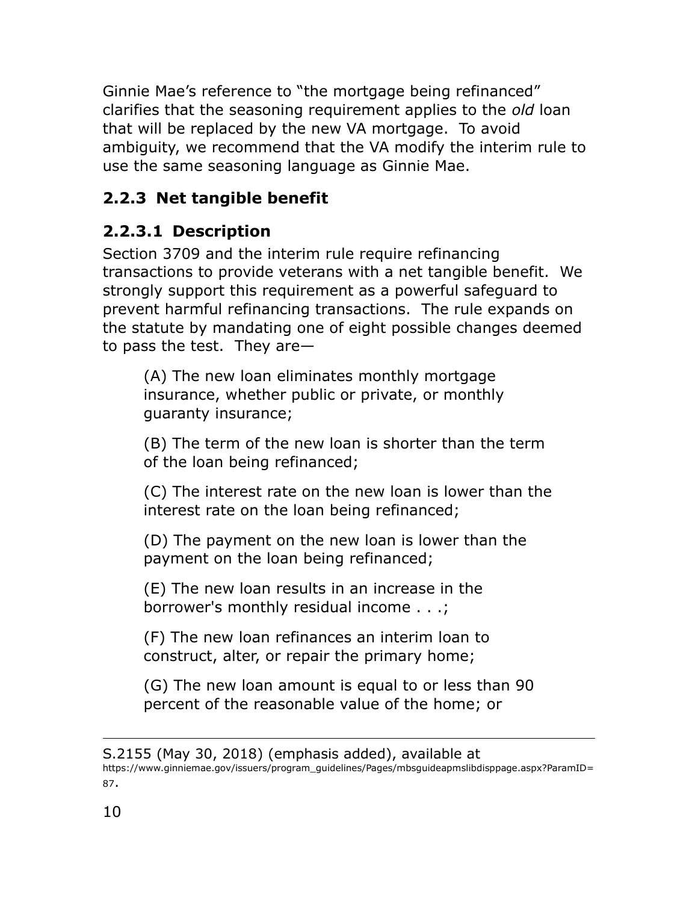Ginnie Mae's reference to "the mortgage being refinanced" clarifies that the seasoning requirement applies to the *old* loan that will be replaced by the new VA mortgage. To avoid ambiguity, we recommend that the VA modify the interim rule to use the same seasoning language as Ginnie Mae.

### 2.2.3 Net tangible benefit

#### 2.2.3.1 Description

Section 3709 and the interim rule require refinancing transactions to provide veterans with a net tangible benefit. We strongly support this requirement as a powerful safeguard to prevent harmful refinancing transactions. The rule expands on the statute by mandating one of eight possible changes deemed to pass the test. They are—

> (A) The new loan eliminates monthly mortgage insurance, whether public or private, or monthly guaranty insurance;
>
> (B) The term of the new loan is shorter than the term of the loan being refinanced;
>
> (C) The interest rate on the new loan is lower than the interest rate on the loan being refinanced;
>
> (D) The payment on the new loan is lower than the payment on the loan being refinanced;
>
> (E) The new loan results in an increase in the borrower's monthly residual income . . .;
>
> (F) The new loan refinances an interim loan to construct, alter, or repair the primary home;
>
> (G) The new loan amount is equal to or less than 90 percent of the reasonable value of the home; or

---

S.2155 (May 30, 2018) (emphasis added), available at https://www.ginniemae.gov/issuers/program_guidelines/Pages/mbsguideapmslibdisppage.aspx?ParamID=87.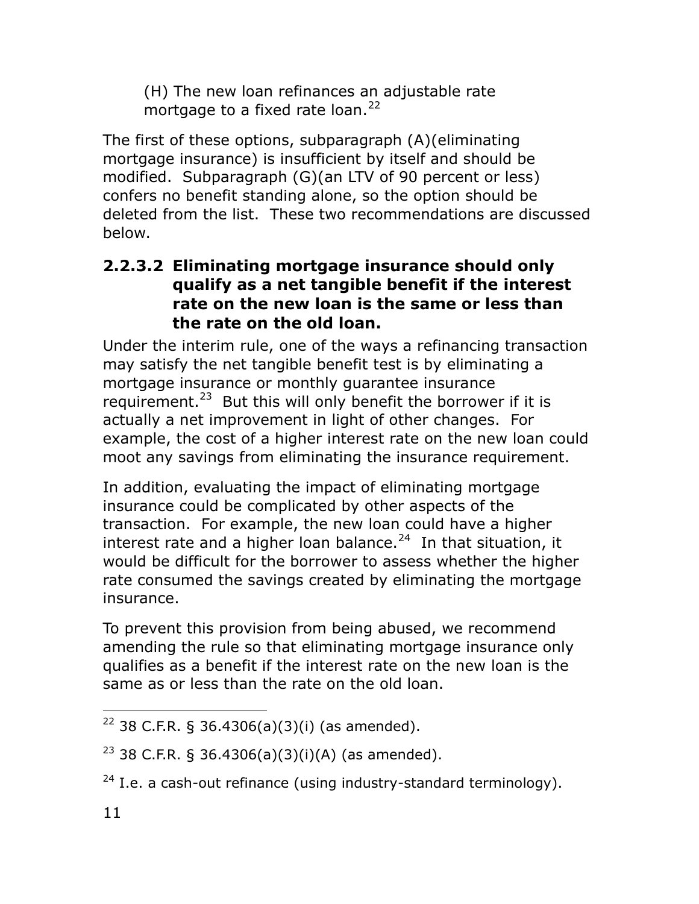(H) The new loan refinances an adjustable rate mortgage to a fixed rate loan.[22]

The first of these options, subparagraph (A)(eliminating mortgage insurance) is insufficient by itself and should be modified. Subparagraph (G)(an LTV of 90 percent or less) confers no benefit standing alone, so the option should be deleted from the list. These two recommendations are discussed below.

### 2.2.3.2 Eliminating mortgage insurance should only qualify as a net tangible benefit if the interest rate on the new loan is the same or less than the rate on the old loan.

Under the interim rule, one of the ways a refinancing transaction may satisfy the net tangible benefit test is by eliminating a mortgage insurance or monthly guarantee insurance requirement.[23] But this will only benefit the borrower if it is actually a net improvement in light of other changes. For example, the cost of a higher interest rate on the new loan could moot any savings from eliminating the insurance requirement.

In addition, evaluating the impact of eliminating mortgage insurance could be complicated by other aspects of the transaction. For example, the new loan could have a higher interest rate and a higher loan balance.[24] In that situation, it would be difficult for the borrower to assess whether the higher rate consumed the savings created by eliminating the mortgage insurance.

To prevent this provision from being abused, we recommend amending the rule so that eliminating mortgage insurance only qualifies as a benefit if the interest rate on the new loan is the same as or less than the rate on the old loan.

---

[22] 38 C.F.R. § 36.4306(a)(3)(i) (as amended).

[23] 38 C.F.R. § 36.4306(a)(3)(i)(A) (as amended).

[24] I.e. a cash-out refinance (using industry-standard terminology).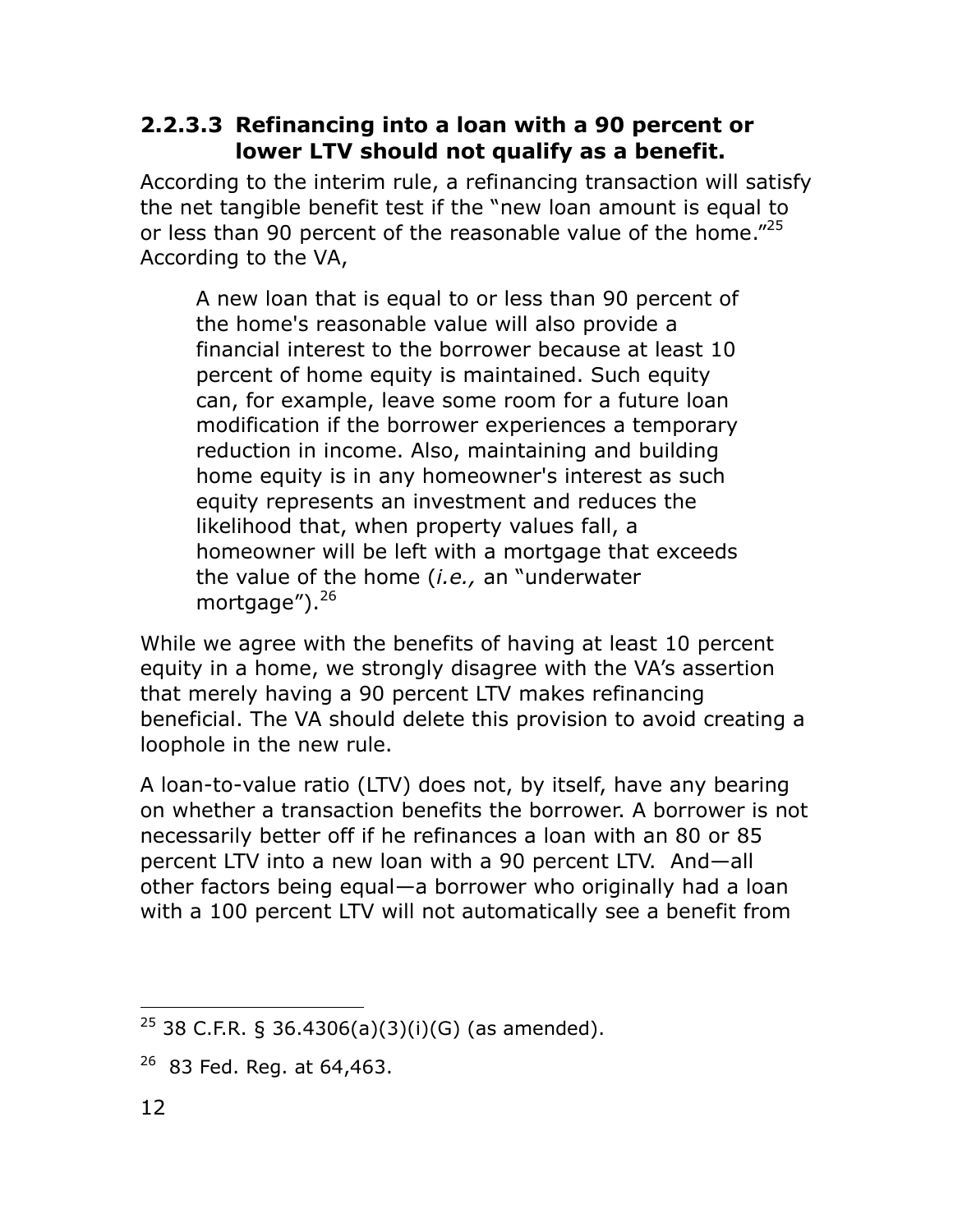### 2.2.3.3 Refinancing into a loan with a 90 percent or lower LTV should not qualify as a benefit.

According to the interim rule, a refinancing transaction will satisfy the net tangible benefit test if the "new loan amount is equal to or less than 90 percent of the reasonable value of the home."[25] According to the VA,

> A new loan that is equal to or less than 90 percent of the home's reasonable value will also provide a financial interest to the borrower because at least 10 percent of home equity is maintained. Such equity can, for example, leave some room for a future loan modification if the borrower experiences a temporary reduction in income. Also, maintaining and building home equity is in any homeowner's interest as such equity represents an investment and reduces the likelihood that, when property values fall, a homeowner will be left with a mortgage that exceeds the value of the home (*i.e.,* an "underwater mortgage").[26]

While we agree with the benefits of having at least 10 percent equity in a home, we strongly disagree with the VA's assertion that merely having a 90 percent LTV makes refinancing beneficial. The VA should delete this provision to avoid creating a loophole in the new rule.

A loan-to-value ratio (LTV) does not, by itself, have any bearing on whether a transaction benefits the borrower. A borrower is not necessarily better off if he refinances a loan with an 80 or 85 percent LTV into a new loan with a 90 percent LTV. And—all other factors being equal—a borrower who originally had a loan with a 100 percent LTV will not automatically see a benefit from

---

[25] 38 C.F.R. § 36.4306(a)(3)(i)(G) (as amended).

[26] 83 Fed. Reg. at 64,463.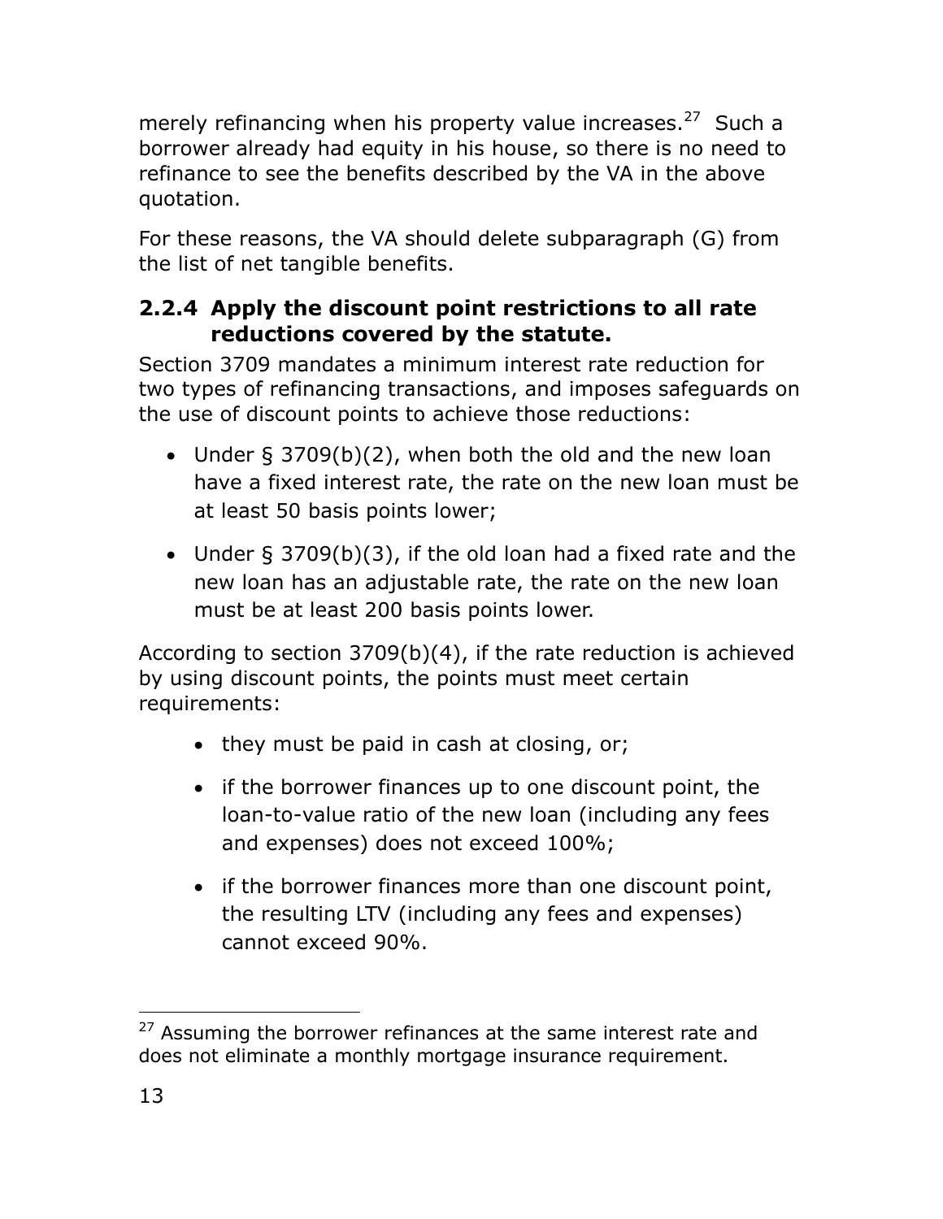merely refinancing when his property value increases.[27] Such a borrower already had equity in his house, so there is no need to refinance to see the benefits described by the VA in the above quotation.

For these reasons, the VA should delete subparagraph (G) from the list of net tangible benefits.

### 2.2.4 Apply the discount point restrictions to all rate reductions covered by the statute.

Section 3709 mandates a minimum interest rate reduction for two types of refinancing transactions, and imposes safeguards on the use of discount points to achieve those reductions:

- Under § 3709(b)(2), when both the old and the new loan have a fixed interest rate, the rate on the new loan must be at least 50 basis points lower;
- Under § 3709(b)(3), if the old loan had a fixed rate and the new loan has an adjustable rate, the rate on the new loan must be at least 200 basis points lower.

According to section 3709(b)(4), if the rate reduction is achieved by using discount points, the points must meet certain requirements:

- they must be paid in cash at closing, or;
- if the borrower finances up to one discount point, the loan-to-value ratio of the new loan (including any fees and expenses) does not exceed 100%;
- if the borrower finances more than one discount point, the resulting LTV (including any fees and expenses) cannot exceed 90%.

---

[27] Assuming the borrower refinances at the same interest rate and does not eliminate a monthly mortgage insurance requirement.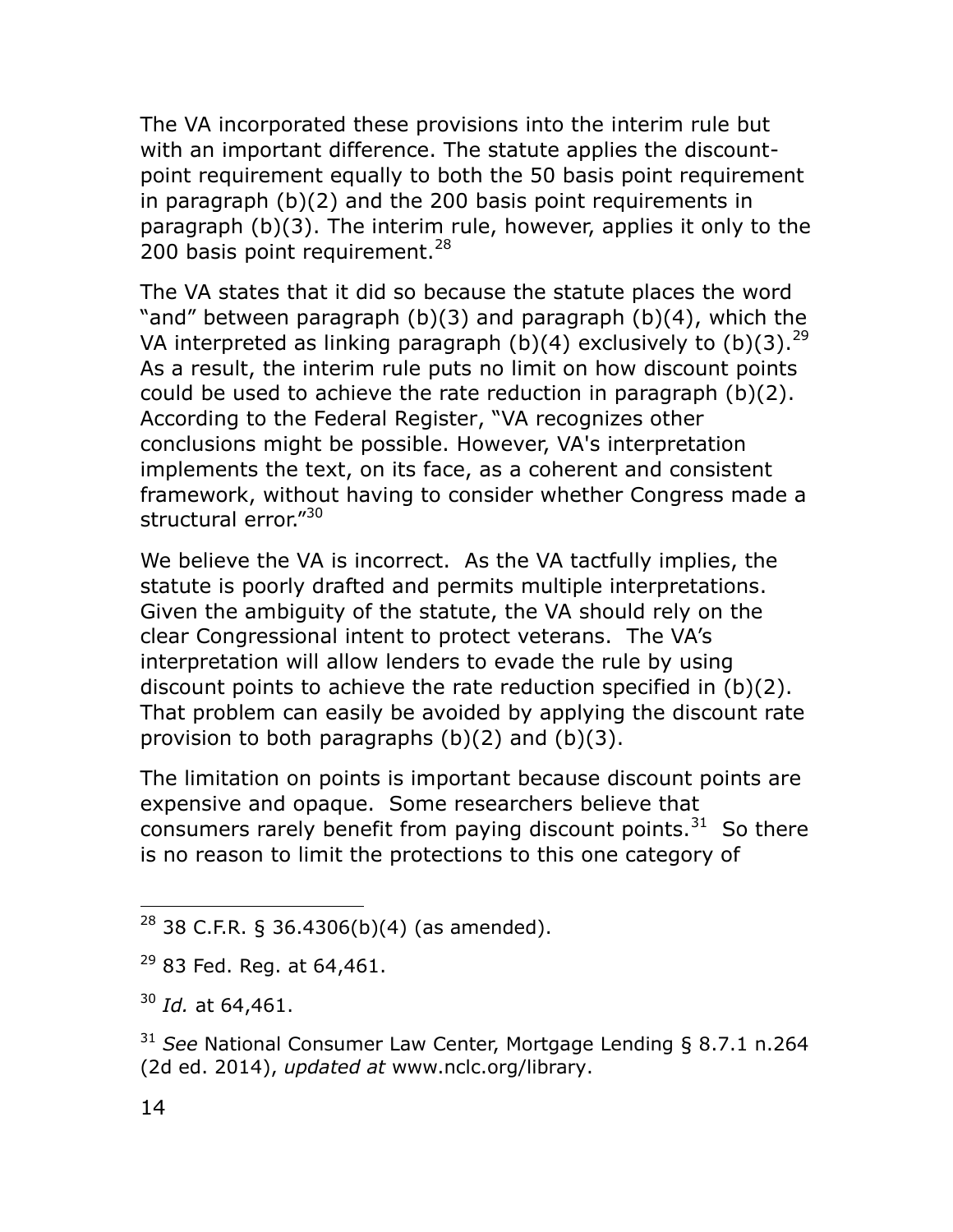The VA incorporated these provisions into the interim rule but with an important difference. The statute applies the discount-point requirement equally to both the 50 basis point requirement in paragraph (b)(2) and the 200 basis point requirements in paragraph (b)(3). The interim rule, however, applies it only to the 200 basis point requirement.[28]

The VA states that it did so because the statute places the word "and" between paragraph (b)(3) and paragraph (b)(4), which the VA interpreted as linking paragraph (b)(4) exclusively to (b)(3).[29] As a result, the interim rule puts no limit on how discount points could be used to achieve the rate reduction in paragraph (b)(2). According to the Federal Register, "VA recognizes other conclusions might be possible. However, VA's interpretation implements the text, on its face, as a coherent and consistent framework, without having to consider whether Congress made a structural error."[30]

We believe the VA is incorrect. As the VA tactfully implies, the statute is poorly drafted and permits multiple interpretations. Given the ambiguity of the statute, the VA should rely on the clear Congressional intent to protect veterans. The VA's interpretation will allow lenders to evade the rule by using discount points to achieve the rate reduction specified in (b)(2). That problem can easily be avoided by applying the discount rate provision to both paragraphs (b)(2) and (b)(3).

The limitation on points is important because discount points are expensive and opaque. Some researchers believe that consumers rarely benefit from paying discount points.[31] So there is no reason to limit the protections to this one category of

---

[28] 38 C.F.R. § 36.4306(b)(4) (as amended).

[29] 83 Fed. Reg. at 64,461.

[30] *Id.* at 64,461.

[31] *See* National Consumer Law Center, Mortgage Lending § 8.7.1 n.264 (2d ed. 2014), *updated at* www.nclc.org/library.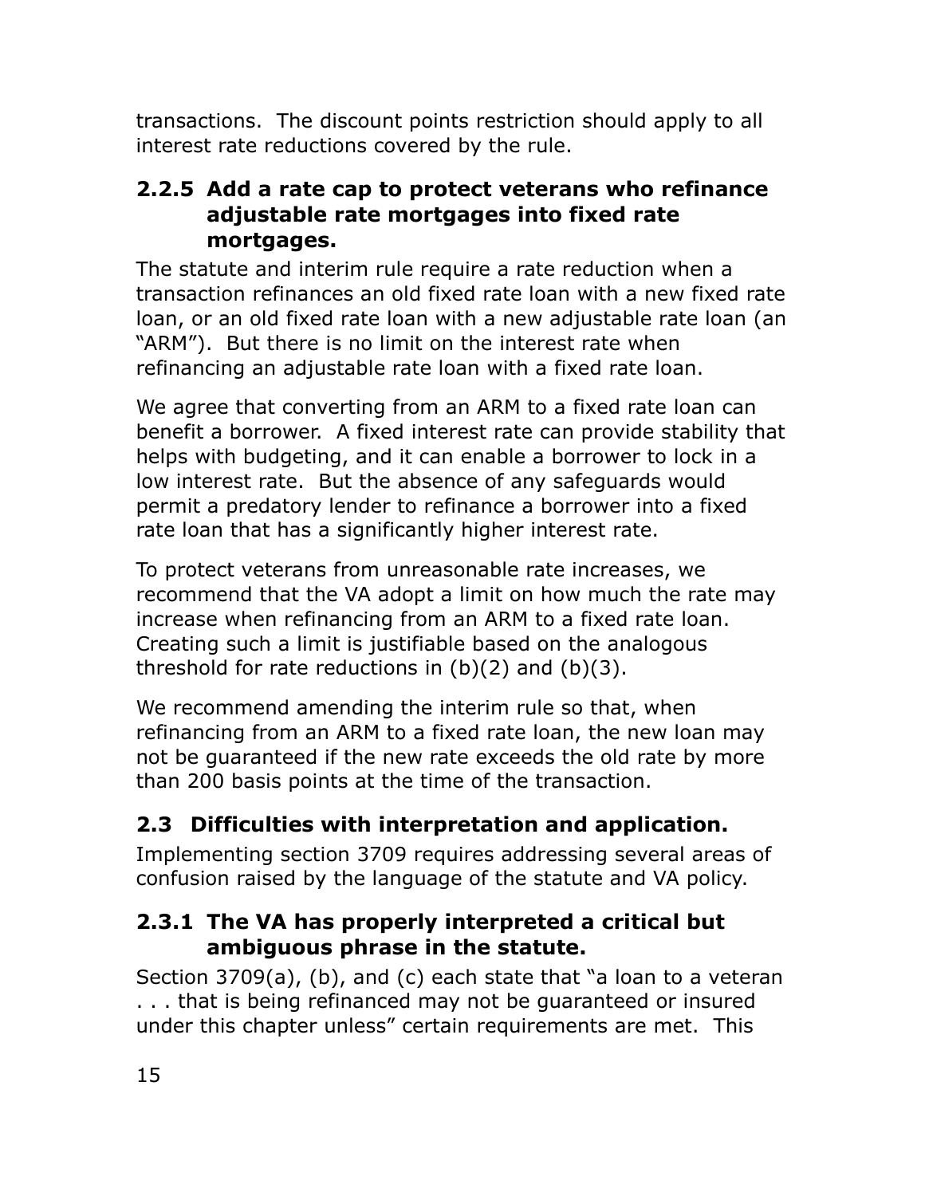transactions. The discount points restriction should apply to all interest rate reductions covered by the rule.

### 2.2.5 Add a rate cap to protect veterans who refinance adjustable rate mortgages into fixed rate mortgages.

The statute and interim rule require a rate reduction when a transaction refinances an old fixed rate loan with a new fixed rate loan, or an old fixed rate loan with a new adjustable rate loan (an "ARM"). But there is no limit on the interest rate when refinancing an adjustable rate loan with a fixed rate loan.

We agree that converting from an ARM to a fixed rate loan can benefit a borrower. A fixed interest rate can provide stability that helps with budgeting, and it can enable a borrower to lock in a low interest rate. But the absence of any safeguards would permit a predatory lender to refinance a borrower into a fixed rate loan that has a significantly higher interest rate.

To protect veterans from unreasonable rate increases, we recommend that the VA adopt a limit on how much the rate may increase when refinancing from an ARM to a fixed rate loan. Creating such a limit is justifiable based on the analogous threshold for rate reductions in (b)(2) and (b)(3).

We recommend amending the interim rule so that, when refinancing from an ARM to a fixed rate loan, the new loan may not be guaranteed if the new rate exceeds the old rate by more than 200 basis points at the time of the transaction.

## 2.3 Difficulties with interpretation and application.

Implementing section 3709 requires addressing several areas of confusion raised by the language of the statute and VA policy.

### 2.3.1 The VA has properly interpreted a critical but ambiguous phrase in the statute.

Section 3709(a), (b), and (c) each state that "a loan to a veteran . . . that is being refinanced may not be guaranteed or insured under this chapter unless" certain requirements are met. This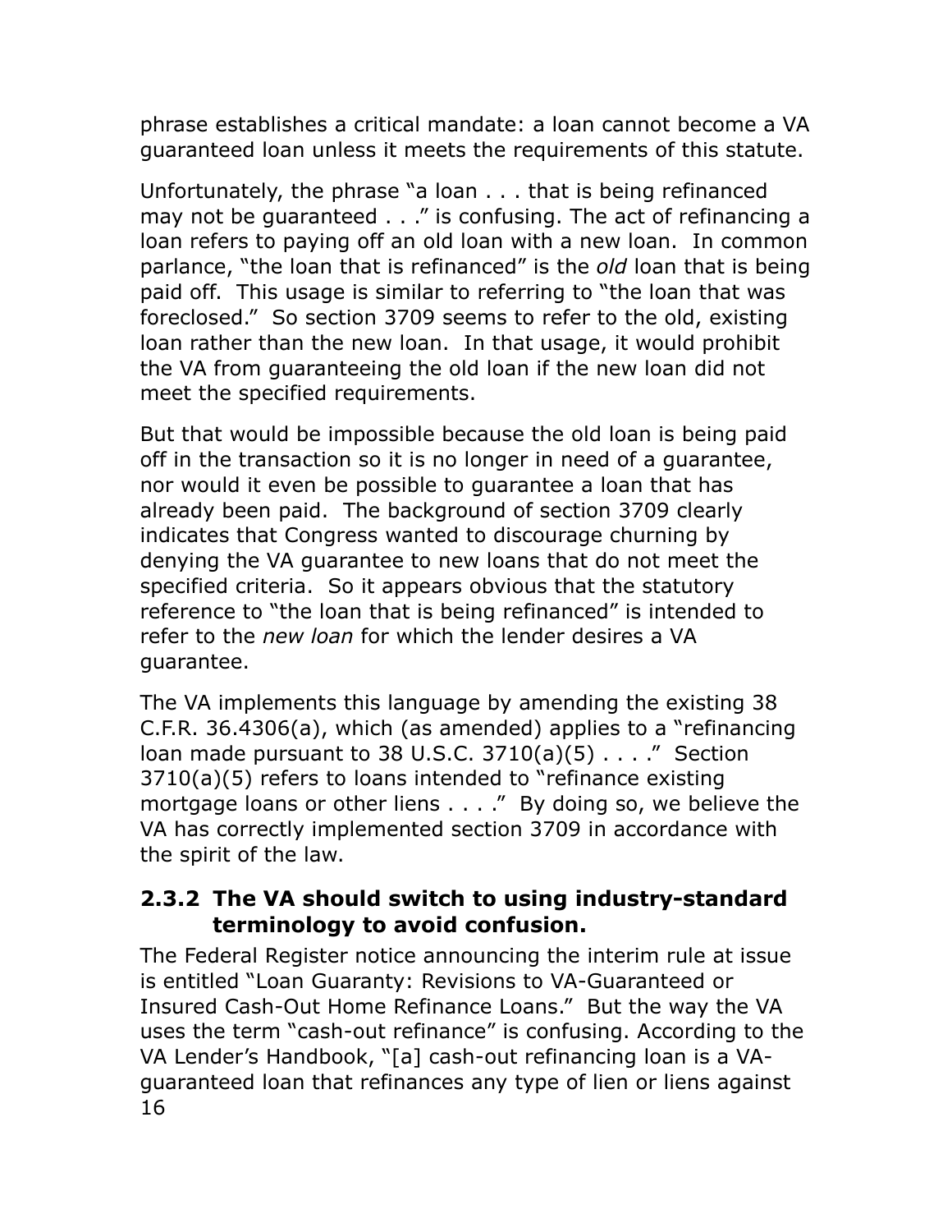phrase establishes a critical mandate: a loan cannot become a VA guaranteed loan unless it meets the requirements of this statute.

Unfortunately, the phrase "a loan . . . that is being refinanced may not be guaranteed . . ." is confusing. The act of refinancing a loan refers to paying off an old loan with a new loan. In common parlance, "the loan that is refinanced" is the *old* loan that is being paid off. This usage is similar to referring to "the loan that was foreclosed." So section 3709 seems to refer to the old, existing loan rather than the new loan. In that usage, it would prohibit the VA from guaranteeing the old loan if the new loan did not meet the specified requirements.

But that would be impossible because the old loan is being paid off in the transaction so it is no longer in need of a guarantee, nor would it even be possible to guarantee a loan that has already been paid. The background of section 3709 clearly indicates that Congress wanted to discourage churning by denying the VA guarantee to new loans that do not meet the specified criteria. So it appears obvious that the statutory reference to "the loan that is being refinanced" is intended to refer to the *new loan* for which the lender desires a VA guarantee.

The VA implements this language by amending the existing 38 C.F.R. 36.4306(a), which (as amended) applies to a "refinancing loan made pursuant to 38 U.S.C. 3710(a)(5) . . . ." Section 3710(a)(5) refers to loans intended to "refinance existing mortgage loans or other liens . . . ." By doing so, we believe the VA has correctly implemented section 3709 in accordance with the spirit of the law.

### 2.3.2 The VA should switch to using industry-standard terminology to avoid confusion.

The Federal Register notice announcing the interim rule at issue is entitled "Loan Guaranty: Revisions to VA-Guaranteed or Insured Cash-Out Home Refinance Loans." But the way the VA uses the term "cash-out refinance" is confusing. According to the VA Lender's Handbook, "[a] cash-out refinancing loan is a VA-guaranteed loan that refinances any type of lien or liens against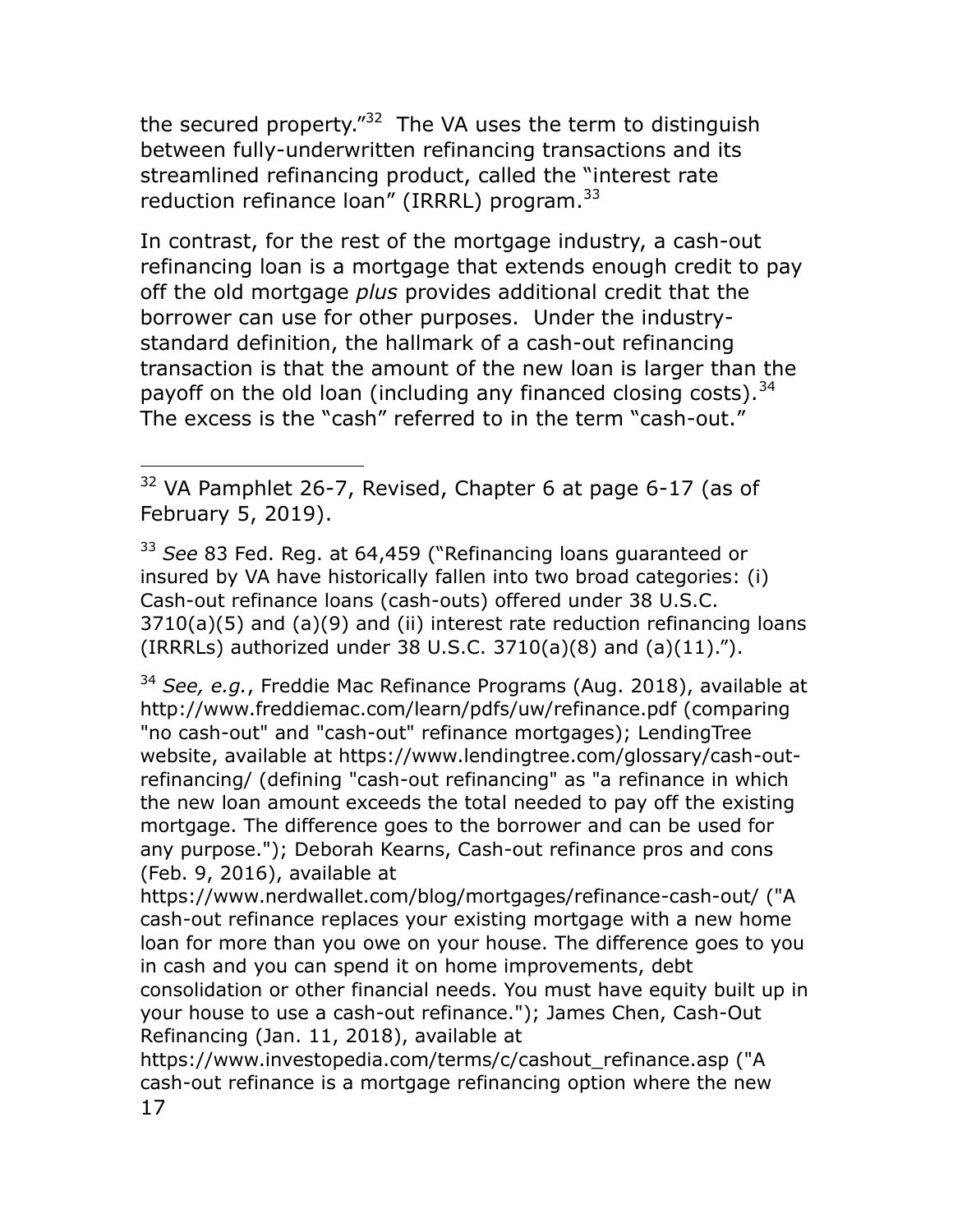the secured property."[32] The VA uses the term to distinguish between fully-underwritten refinancing transactions and its streamlined refinancing product, called the "interest rate reduction refinance loan" (IRRRL) program.[33]

In contrast, for the rest of the mortgage industry, a cash-out refinancing loan is a mortgage that extends enough credit to pay off the old mortgage *plus* provides additional credit that the borrower can use for other purposes. Under the industry-standard definition, the hallmark of a cash-out refinancing transaction is that the amount of the new loan is larger than the payoff on the old loan (including any financed closing costs).[34] The excess is the "cash" referred to in the term "cash-out."

---

[32] VA Pamphlet 26-7, Revised, Chapter 6 at page 6-17 (as of February 5, 2019).

[33] *See* 83 Fed. Reg. at 64,459 ("Refinancing loans guaranteed or insured by VA have historically fallen into two broad categories: (i) Cash-out refinance loans (cash-outs) offered under 38 U.S.C. 3710(a)(5) and (a)(9) and (ii) interest rate reduction refinancing loans (IRRRLs) authorized under 38 U.S.C. 3710(a)(8) and (a)(11).").

[34] *See, e.g.*, Freddie Mac Refinance Programs (Aug. 2018), available at http://www.freddiemac.com/learn/pdfs/uw/refinance.pdf (comparing "no cash-out" and "cash-out" refinance mortgages); LendingTree website, available at https://www.lendingtree.com/glossary/cash-out-refinancing/ (defining "cash-out refinancing" as "a refinance in which the new loan amount exceeds the total needed to pay off the existing mortgage. The difference goes to the borrower and can be used for any purpose."); Deborah Kearns, Cash-out refinance pros and cons (Feb. 9, 2016), available at https://www.nerdwallet.com/blog/mortgages/refinance-cash-out/ ("A cash-out refinance replaces your existing mortgage with a new home loan for more than you owe on your house. The difference goes to you in cash and you can spend it on home improvements, debt consolidation or other financial needs. You must have equity built up in your house to use a cash-out refinance."); James Chen, Cash-Out Refinancing (Jan. 11, 2018), available at https://www.investopedia.com/terms/c/cashout_refinance.asp ("A cash-out refinance is a mortgage refinancing option where the new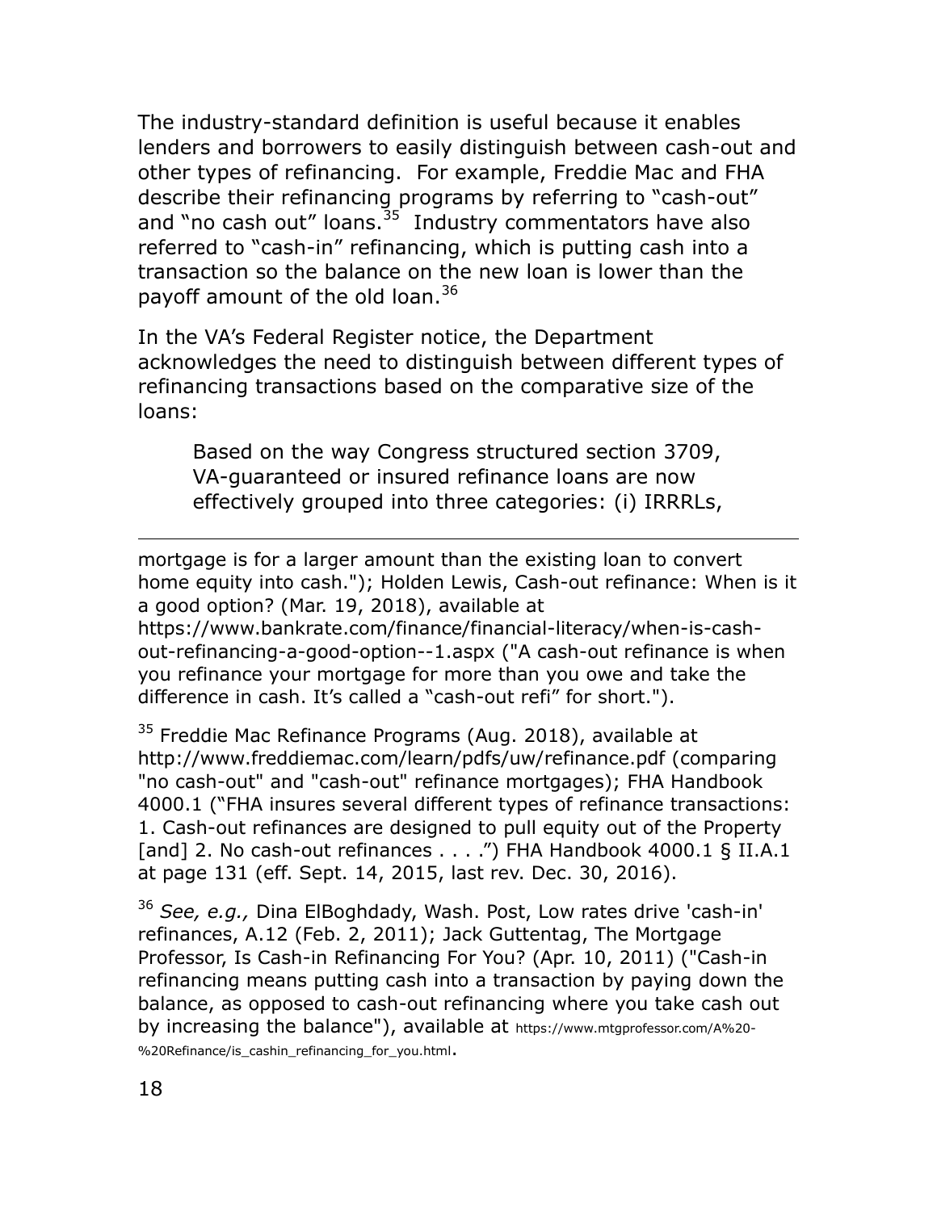The industry-standard definition is useful because it enables lenders and borrowers to easily distinguish between cash-out and other types of refinancing. For example, Freddie Mac and FHA describe their refinancing programs by referring to "cash-out" and "no cash out" loans.[35] Industry commentators have also referred to "cash-in" refinancing, which is putting cash into a transaction so the balance on the new loan is lower than the payoff amount of the old loan.[36]

In the VA's Federal Register notice, the Department acknowledges the need to distinguish between different types of refinancing transactions based on the comparative size of the loans:

> Based on the way Congress structured section 3709, VA-guaranteed or insured refinance loans are now effectively grouped into three categories: (i) IRRRLs,

---

mortgage is for a larger amount than the existing loan to convert home equity into cash."); Holden Lewis, Cash-out refinance: When is it a good option? (Mar. 19, 2018), available at https://www.bankrate.com/finance/financial-literacy/when-is-cash-out-refinancing-a-good-option--1.aspx ("A cash-out refinance is when you refinance your mortgage for more than you owe and take the difference in cash. It's called a "cash-out refi" for short.").

[35] Freddie Mac Refinance Programs (Aug. 2018), available at http://www.freddiemac.com/learn/pdfs/uw/refinance.pdf (comparing "no cash-out" and "cash-out" refinance mortgages); FHA Handbook 4000.1 ("FHA insures several different types of refinance transactions: 1. Cash-out refinances are designed to pull equity out of the Property [and] 2. No cash-out refinances . . . .") FHA Handbook 4000.1 § II.A.1 at page 131 (eff. Sept. 14, 2015, last rev. Dec. 30, 2016).

[36] *See, e.g.,* Dina ElBoghdady, Wash. Post, Low rates drive 'cash-in' refinances, A.12 (Feb. 2, 2011); Jack Guttentag, The Mortgage Professor, Is Cash-in Refinancing For You? (Apr. 10, 2011) ("Cash-in refinancing means putting cash into a transaction by paying down the balance, as opposed to cash-out refinancing where you take cash out by increasing the balance"), available at https://www.mtgprofessor.com/A%20-%20Refinance/is_cashin_refinancing_for_you.html.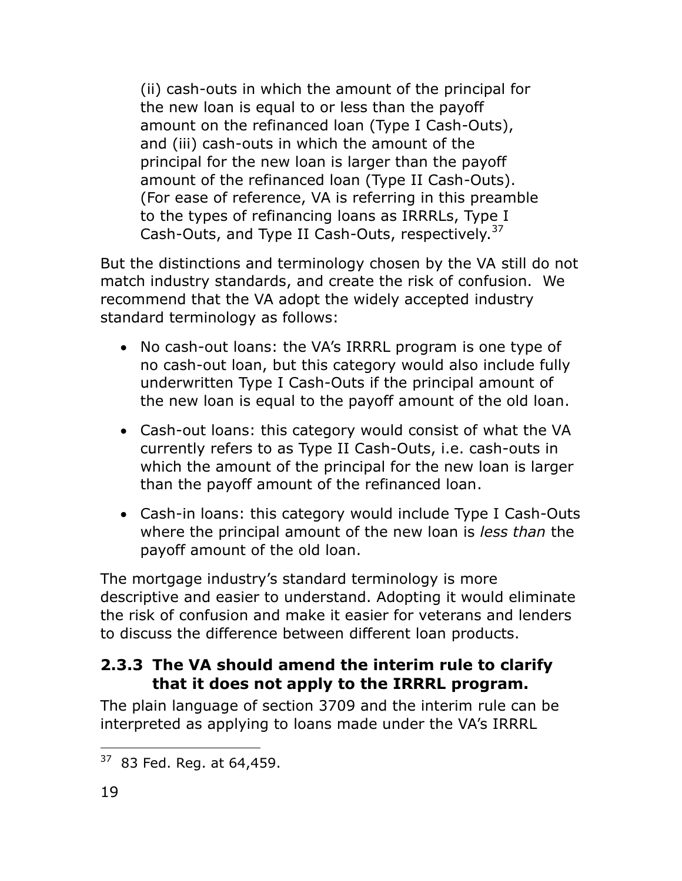(ii) cash-outs in which the amount of the principal for the new loan is equal to or less than the payoff amount on the refinanced loan (Type I Cash-Outs), and (iii) cash-outs in which the amount of the principal for the new loan is larger than the payoff amount of the refinanced loan (Type II Cash-Outs). (For ease of reference, VA is referring in this preamble to the types of refinancing loans as IRRRLs, Type I Cash-Outs, and Type II Cash-Outs, respectively.[37]

But the distinctions and terminology chosen by the VA still do not match industry standards, and create the risk of confusion. We recommend that the VA adopt the widely accepted industry standard terminology as follows:

- No cash-out loans: the VA's IRRRL program is one type of no cash-out loan, but this category would also include fully underwritten Type I Cash-Outs if the principal amount of the new loan is equal to the payoff amount of the old loan.
- Cash-out loans: this category would consist of what the VA currently refers to as Type II Cash-Outs, i.e. cash-outs in which the amount of the principal for the new loan is larger than the payoff amount of the refinanced loan.
- Cash-in loans: this category would include Type I Cash-Outs where the principal amount of the new loan is *less than* the payoff amount of the old loan.

The mortgage industry's standard terminology is more descriptive and easier to understand. Adopting it would eliminate the risk of confusion and make it easier for veterans and lenders to discuss the difference between different loan products.

### 2.3.3 The VA should amend the interim rule to clarify that it does not apply to the IRRRL program.

The plain language of section 3709 and the interim rule can be interpreted as applying to loans made under the VA's IRRRL

[37] 83 Fed. Reg. at 64,459.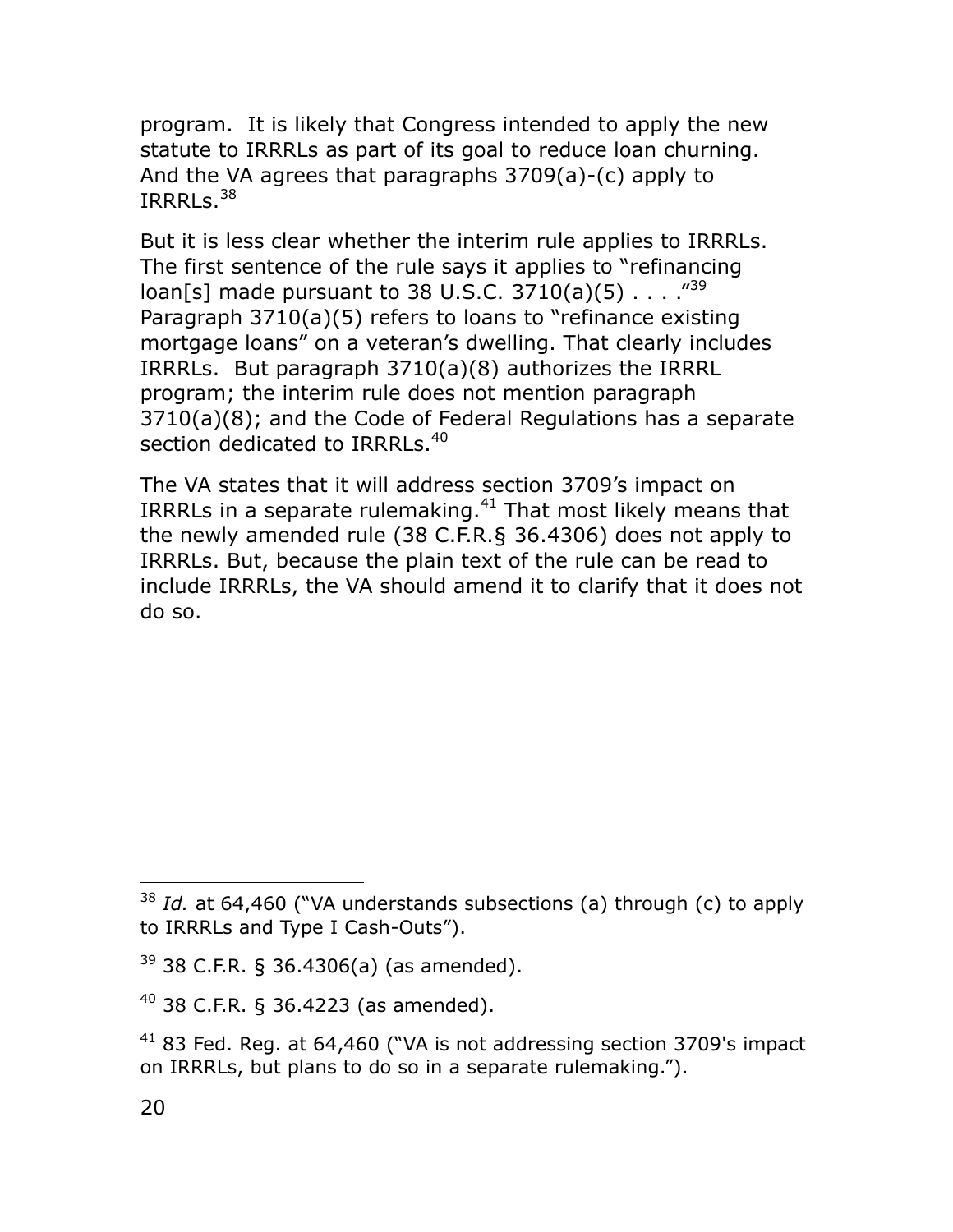program. It is likely that Congress intended to apply the new statute to IRRRLs as part of its goal to reduce loan churning. And the VA agrees that paragraphs 3709(a)-(c) apply to IRRRLs.[38]

But it is less clear whether the interim rule applies to IRRRLs. The first sentence of the rule says it applies to "refinancing loan[s] made pursuant to 38 U.S.C. 3710(a)(5) . . . ."[39] Paragraph 3710(a)(5) refers to loans to "refinance existing mortgage loans" on a veteran's dwelling. That clearly includes IRRRLs. But paragraph 3710(a)(8) authorizes the IRRRL program; the interim rule does not mention paragraph 3710(a)(8); and the Code of Federal Regulations has a separate section dedicated to IRRRLs.[40]

The VA states that it will address section 3709's impact on IRRRLs in a separate rulemaking.[41] That most likely means that the newly amended rule (38 C.F.R.§ 36.4306) does not apply to IRRRLs. But, because the plain text of the rule can be read to include IRRRLs, the VA should amend it to clarify that it does not do so.

---

[38] *Id.* at 64,460 ("VA understands subsections (a) through (c) to apply to IRRRLs and Type I Cash-Outs").

[39] 38 C.F.R. § 36.4306(a) (as amended).

[40] 38 C.F.R. § 36.4223 (as amended).

[41] 83 Fed. Reg. at 64,460 ("VA is not addressing section 3709's impact on IRRRLs, but plans to do so in a separate rulemaking.").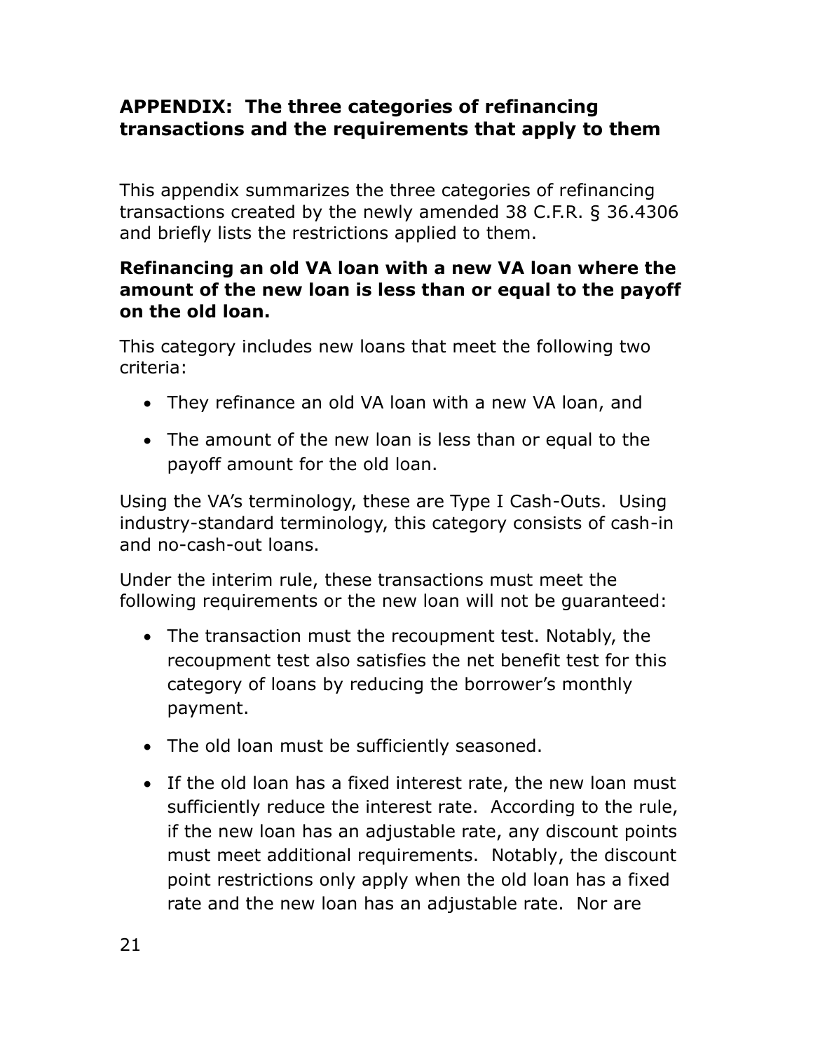## APPENDIX: The three categories of refinancing transactions and the requirements that apply to them

This appendix summarizes the three categories of refinancing transactions created by the newly amended 38 C.F.R. § 36.4306 and briefly lists the restrictions applied to them.

### Refinancing an old VA loan with a new VA loan where the amount of the new loan is less than or equal to the payoff on the old loan.

This category includes new loans that meet the following two criteria:

- They refinance an old VA loan with a new VA loan, and
- The amount of the new loan is less than or equal to the payoff amount for the old loan.

Using the VA's terminology, these are Type I Cash-Outs. Using industry-standard terminology, this category consists of cash-in and no-cash-out loans.

Under the interim rule, these transactions must meet the following requirements or the new loan will not be guaranteed:

- The transaction must the recoupment test. Notably, the recoupment test also satisfies the net benefit test for this category of loans by reducing the borrower's monthly payment.
- The old loan must be sufficiently seasoned.
- If the old loan has a fixed interest rate, the new loan must sufficiently reduce the interest rate. According to the rule, if the new loan has an adjustable rate, any discount points must meet additional requirements. Notably, the discount point restrictions only apply when the old loan has a fixed rate and the new loan has an adjustable rate. Nor are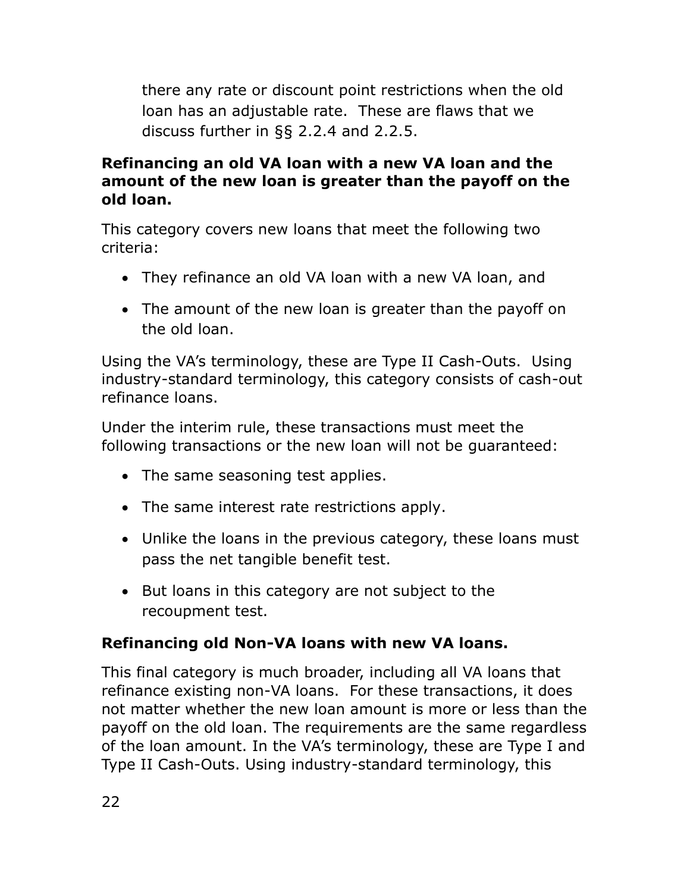there any rate or discount point restrictions when the old loan has an adjustable rate. These are flaws that we discuss further in §§ 2.2.4 and 2.2.5.

**Refinancing an old VA loan with a new VA loan and the amount of the new loan is greater than the payoff on the old loan.**

This category covers new loans that meet the following two criteria:

- They refinance an old VA loan with a new VA loan, and
- The amount of the new loan is greater than the payoff on the old loan.

Using the VA's terminology, these are Type II Cash-Outs. Using industry-standard terminology, this category consists of cash-out refinance loans.

Under the interim rule, these transactions must meet the following transactions or the new loan will not be guaranteed:

- The same seasoning test applies.
- The same interest rate restrictions apply.
- Unlike the loans in the previous category, these loans must pass the net tangible benefit test.
- But loans in this category are not subject to the recoupment test.

**Refinancing old Non-VA loans with new VA loans.**

This final category is much broader, including all VA loans that refinance existing non-VA loans. For these transactions, it does not matter whether the new loan amount is more or less than the payoff on the old loan. The requirements are the same regardless of the loan amount. In the VA's terminology, these are Type I and Type II Cash-Outs. Using industry-standard terminology, this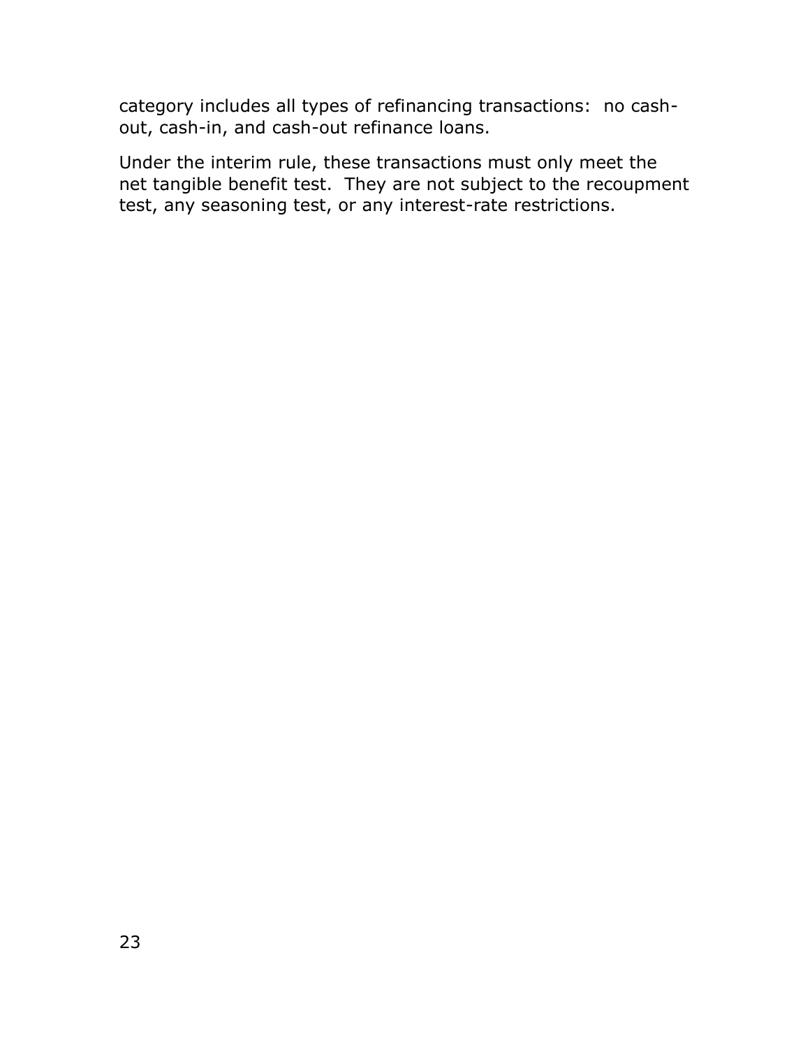category includes all types of refinancing transactions:  no cash-out, cash-in, and cash-out refinance loans.

Under the interim rule, these transactions must only meet the net tangible benefit test.  They are not subject to the recoupment test, any seasoning test, or any interest-rate restrictions.